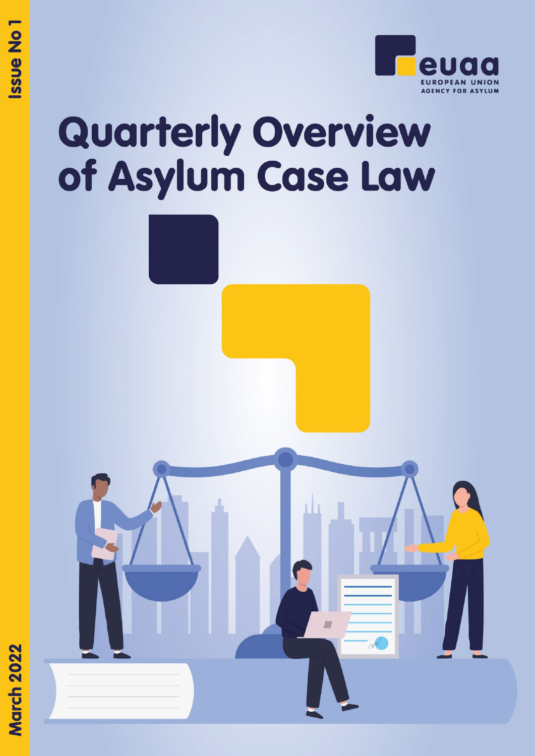Issue No 1

euaa

EUROPEAN UNION AGENCY FOR ASYLUM

# Quarterly Overview of Asylum Case Law

March 2022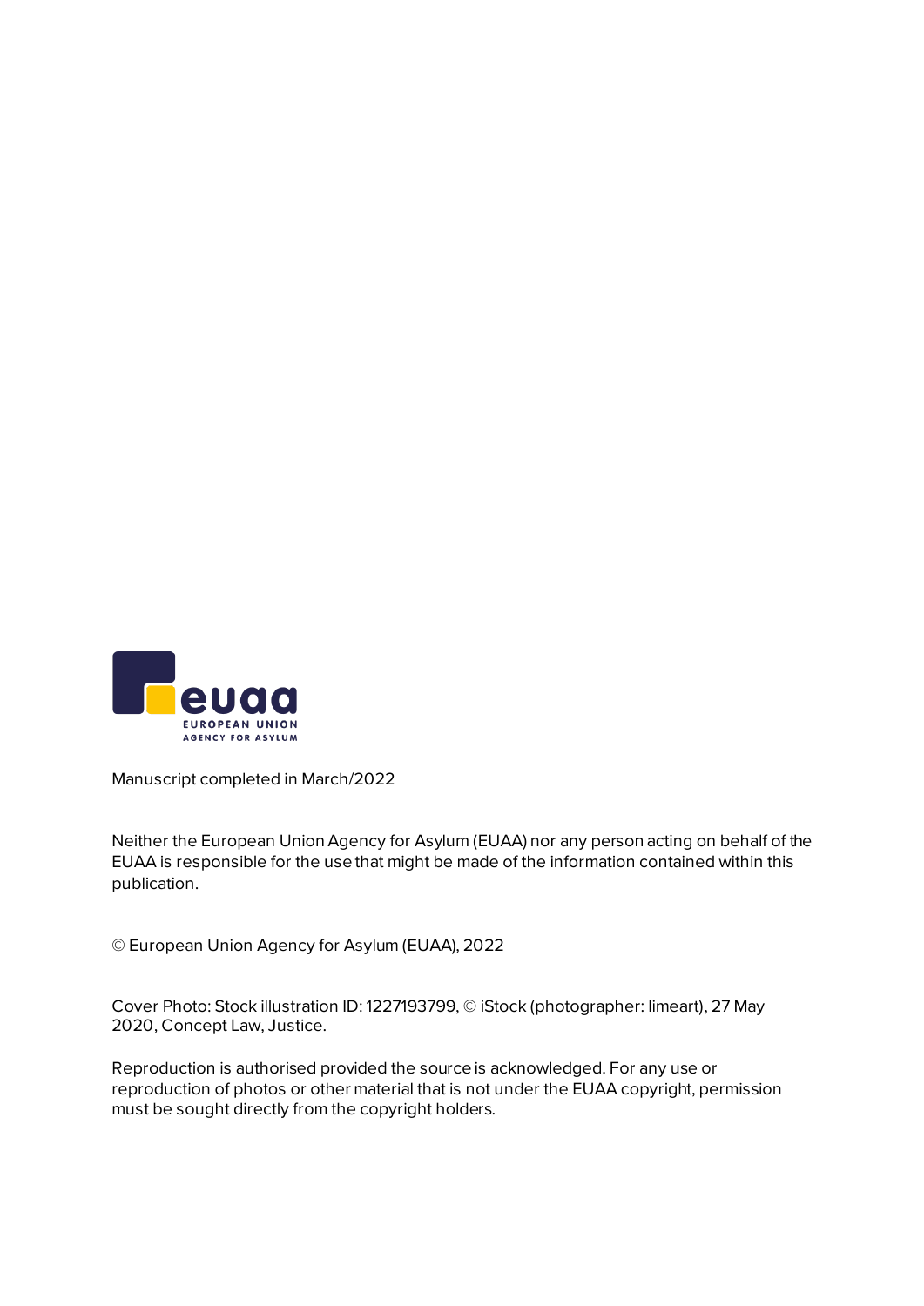euaa
EUROPEAN UNION
AGENCY FOR ASYLUM

Manuscript completed in March/2022

Neither the European Union Agency for Asylum (EUAA) nor any person acting on behalf of the EUAA is responsible for the use that might be made of the information contained within this publication.

© European Union Agency for Asylum (EUAA), 2022

Cover Photo: Stock illustration ID: 1227193799, © iStock (photographer: limeart), 27 May 2020, Concept Law, Justice.

Reproduction is authorised provided the source is acknowledged. For any use or reproduction of photos or other material that is not under the EUAA copyright, permission must be sought directly from the copyright holders.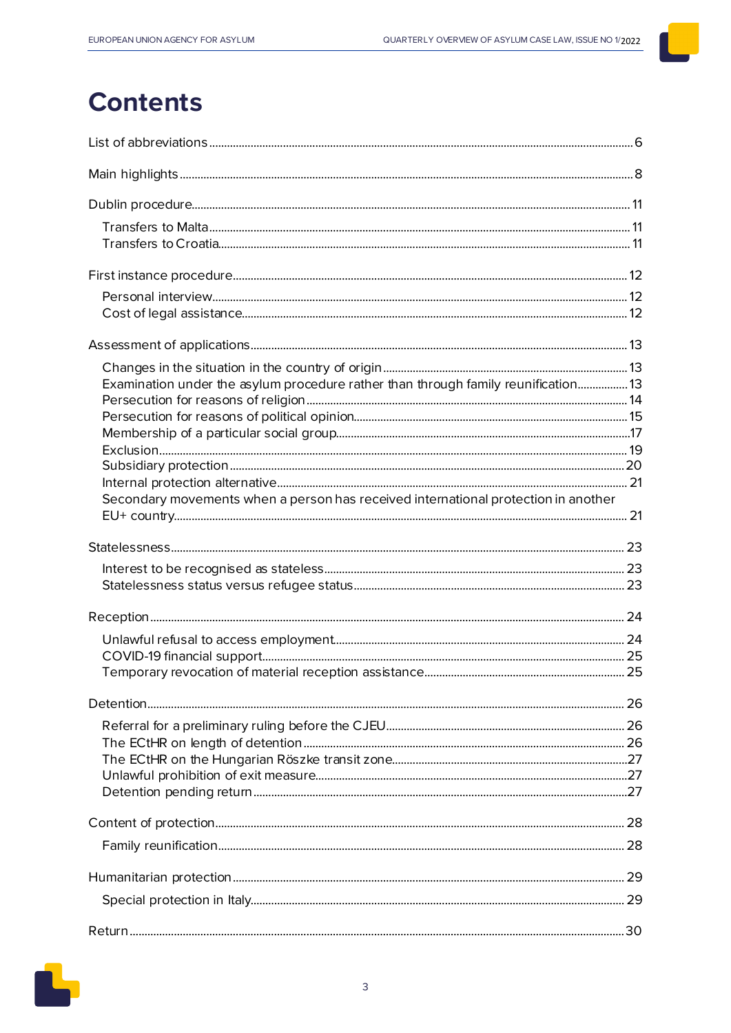# Contents

List of abbreviations ........ 6

Main highlights ........ 8

Dublin procedure ........ 11

- Transfers to Malta ........ 11
- Transfers to Croatia ........ 11

First instance procedure ........ 12

- Personal interview ........ 12
- Cost of legal assistance ........ 12

Assessment of applications ........ 13

- Changes in the situation in the country of origin ........ 13
- Examination under the asylum procedure rather than through family reunification ........ 13
- Persecution for reasons of religion ........ 14
- Persecution for reasons of political opinion ........ 15
- Membership of a particular social group ........ 17
- Exclusion ........ 19
- Subsidiary protection ........ 20
- Internal protection alternative ........ 21
- Secondary movements when a person has received international protection in another EU+ country ........ 21

Statelessness ........ 23

- Interest to be recognised as stateless ........ 23
- Statelessness status versus refugee status ........ 23

Reception ........ 24

- Unlawful refusal to access employment ........ 24
- COVID-19 financial support ........ 25
- Temporary revocation of material reception assistance ........ 25

Detention ........ 26

- Referral for a preliminary ruling before the CJEU ........ 26
- The ECtHR on length of detention ........ 26
- The ECtHR on the Hungarian Röszke transit zone ........ 27
- Unlawful prohibition of exit measure ........ 27
- Detention pending return ........ 27

Content of protection ........ 28

- Family reunification ........ 28

Humanitarian protection ........ 29

- Special protection in Italy ........ 29

Return ........ 30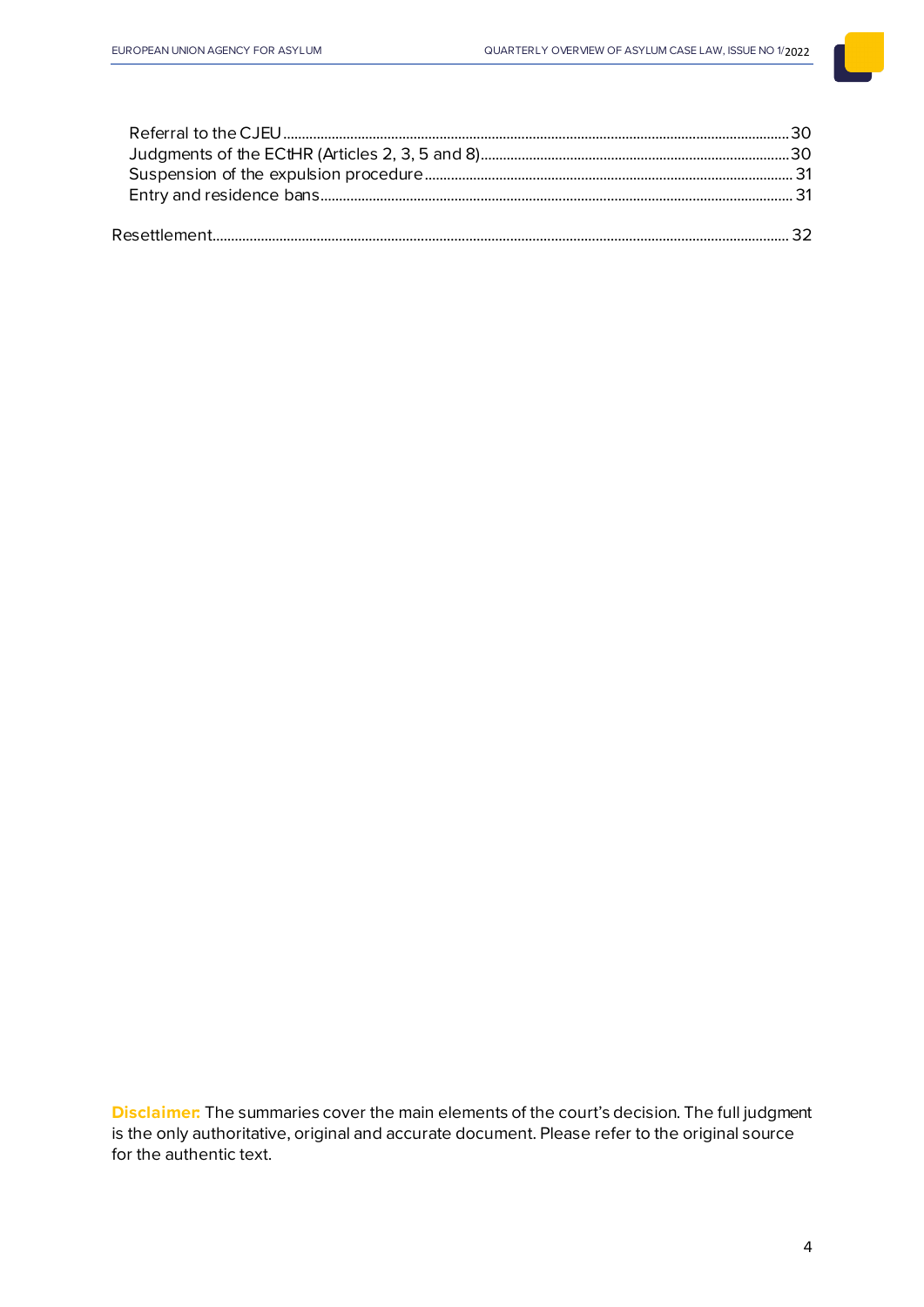Referral to the CJEU....................................................................................................................................30
Judgments of the ECtHR (Articles 2, 3, 5 and 8)...................................................................................30
Suspension of the expulsion procedure...................................................................................................31
Entry and residence bans.............................................................................................................................31

Resettlement..........................................................................................................................................................32

**Disclaimer:** The summaries cover the main elements of the court's decision. The full judgment is the only authoritative, original and accurate document. Please refer to the original source for the authentic text.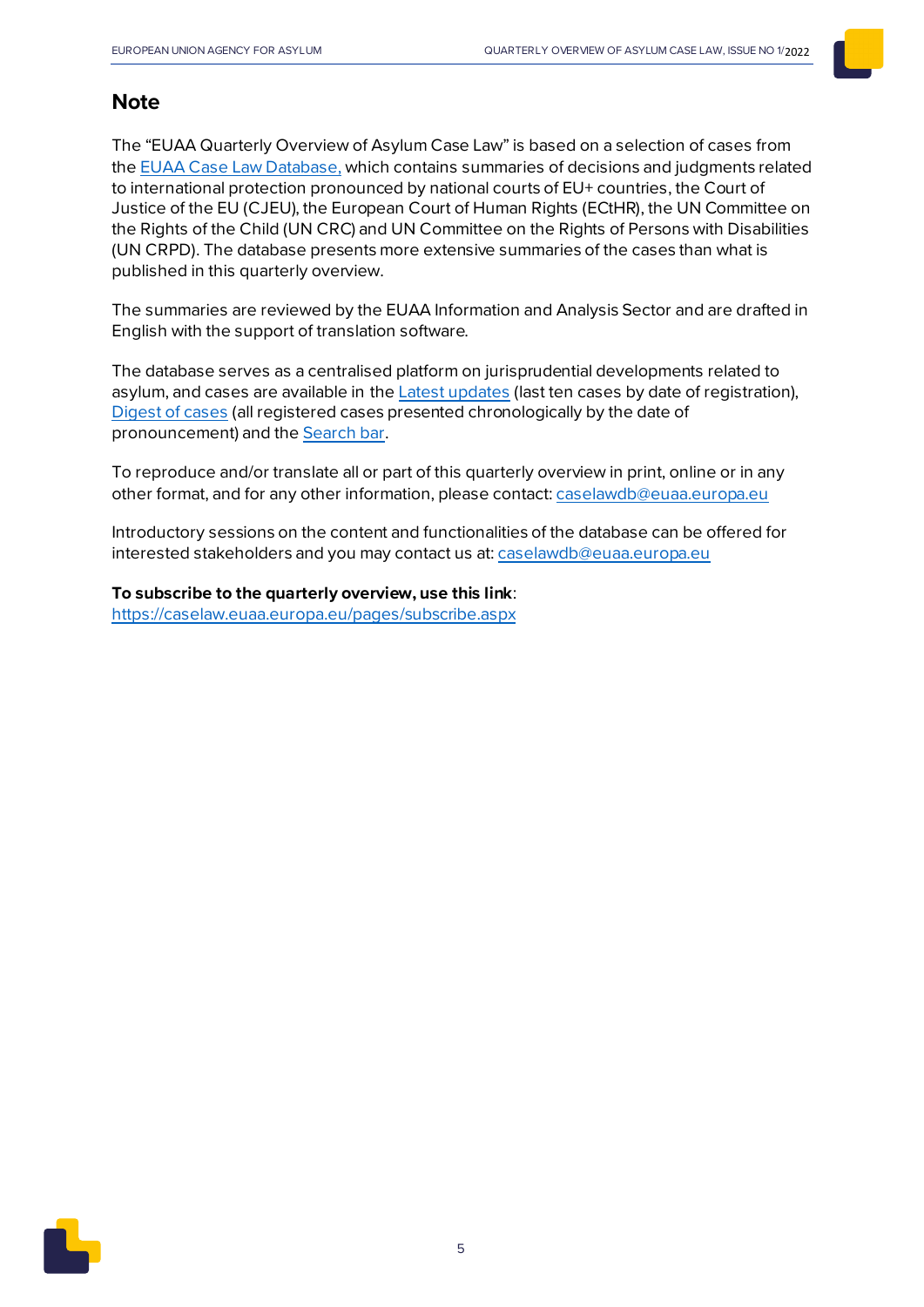## Note

The "EUAA Quarterly Overview of Asylum Case Law" is based on a selection of cases from the EUAA Case Law Database, which contains summaries of decisions and judgments related to international protection pronounced by national courts of EU+ countries, the Court of Justice of the EU (CJEU), the European Court of Human Rights (ECtHR), the UN Committee on the Rights of the Child (UN CRC) and UN Committee on the Rights of Persons with Disabilities (UN CRPD). The database presents more extensive summaries of the cases than what is published in this quarterly overview.

The summaries are reviewed by the EUAA Information and Analysis Sector and are drafted in English with the support of translation software.

The database serves as a centralised platform on jurisprudential developments related to asylum, and cases are available in the Latest updates (last ten cases by date of registration), Digest of cases (all registered cases presented chronologically by the date of pronouncement) and the Search bar.

To reproduce and/or translate all or part of this quarterly overview in print, online or in any other format, and for any other information, please contact: caselawdb@euaa.europa.eu

Introductory sessions on the content and functionalities of the database can be offered for interested stakeholders and you may contact us at: caselawdb@euaa.europa.eu

**To subscribe to the quarterly overview, use this link**:
https://caselaw.euaa.europa.eu/pages/subscribe.aspx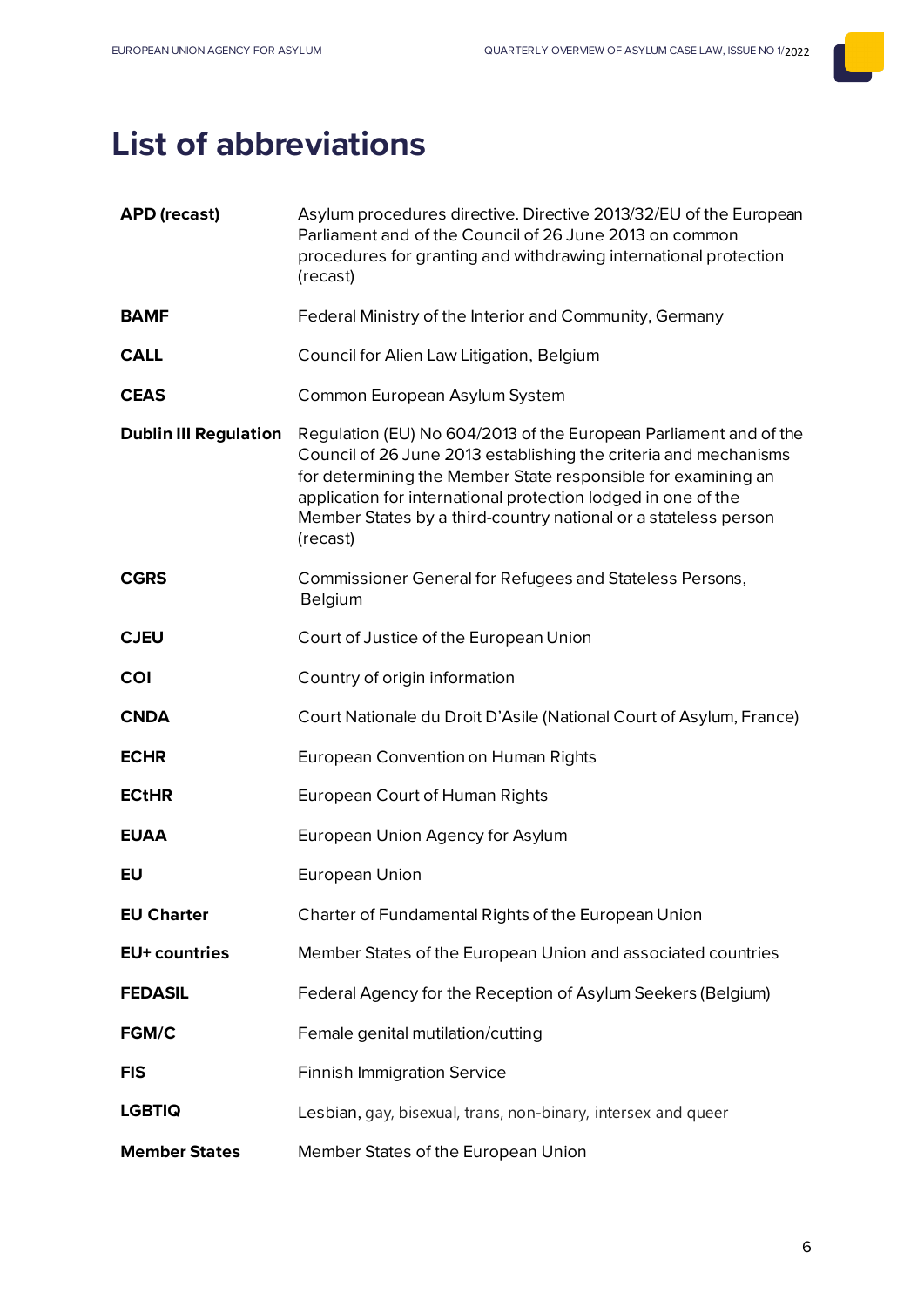# List of abbreviations

| | |
|---|---|
| **APD (recast)** | Asylum procedures directive. Directive 2013/32/EU of the European Parliament and of the Council of 26 June 2013 on common procedures for granting and withdrawing international protection (recast) |
| **BAMF** | Federal Ministry of the Interior and Community, Germany |
| **CALL** | Council for Alien Law Litigation, Belgium |
| **CEAS** | Common European Asylum System |
| **Dublin III Regulation** | Regulation (EU) No 604/2013 of the European Parliament and of the Council of 26 June 2013 establishing the criteria and mechanisms for determining the Member State responsible for examining an application for international protection lodged in one of the Member States by a third-country national or a stateless person (recast) |
| **CGRS** | Commissioner General for Refugees and Stateless Persons, Belgium |
| **CJEU** | Court of Justice of the European Union |
| **COI** | Country of origin information |
| **CNDA** | Court Nationale du Droit D'Asile (National Court of Asylum, France) |
| **ECHR** | European Convention on Human Rights |
| **ECtHR** | European Court of Human Rights |
| **EUAA** | European Union Agency for Asylum |
| **EU** | European Union |
| **EU Charter** | Charter of Fundamental Rights of the European Union |
| **EU+ countries** | Member States of the European Union and associated countries |
| **FEDASIL** | Federal Agency for the Reception of Asylum Seekers (Belgium) |
| **FGM/C** | Female genital mutilation/cutting |
| **FIS** | Finnish Immigration Service |
| **LGBTIQ** | Lesbian, gay, bisexual, trans, non-binary, intersex and queer |
| **Member States** | Member States of the European Union |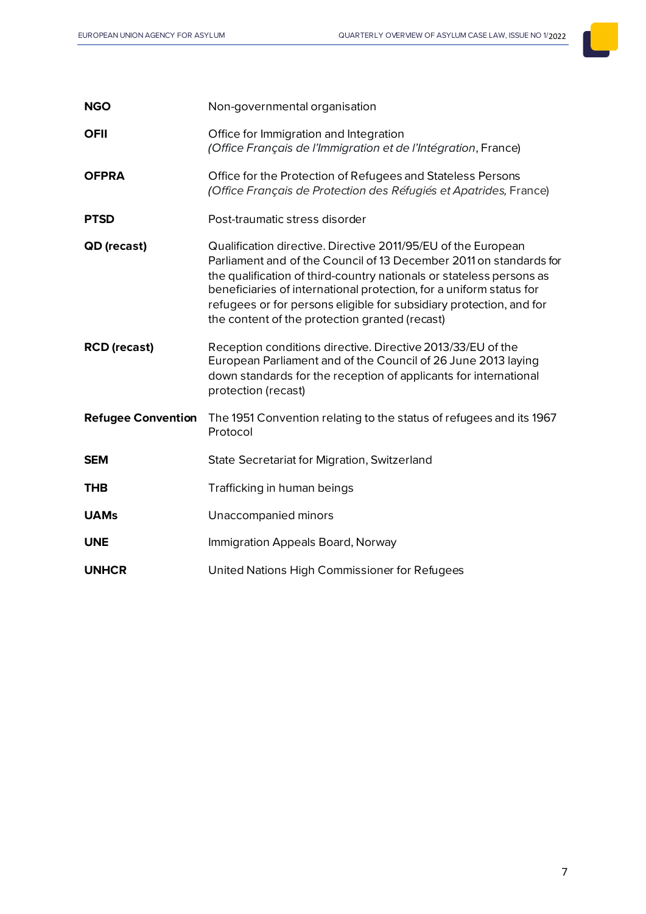| | |
|---|---|
| **NGO** | Non-governmental organisation |
| **OFII** | Office for Immigration and Integration<br>*(Office Français de l'Immigration et de l'Intégration*, France) |
| **OFPRA** | Office for the Protection of Refugees and Stateless Persons<br>*(Office Français de Protection des Réfugiés et Apatrides,* France) |
| **PTSD** | Post-traumatic stress disorder |
| **QD (recast)** | Qualification directive. Directive 2011/95/EU of the European Parliament and of the Council of 13 December 2011 on standards for the qualification of third-country nationals or stateless persons as beneficiaries of international protection, for a uniform status for refugees or for persons eligible for subsidiary protection, and for the content of the protection granted (recast) |
| **RCD (recast)** | Reception conditions directive. Directive 2013/33/EU of the European Parliament and of the Council of 26 June 2013 laying down standards for the reception of applicants for international protection (recast) |
| **Refugee Convention** | The 1951 Convention relating to the status of refugees and its 1967 Protocol |
| **SEM** | State Secretariat for Migration, Switzerland |
| **THB** | Trafficking in human beings |
| **UAMs** | Unaccompanied minors |
| **UNE** | Immigration Appeals Board, Norway |
| **UNHCR** | United Nations High Commissioner for Refugees |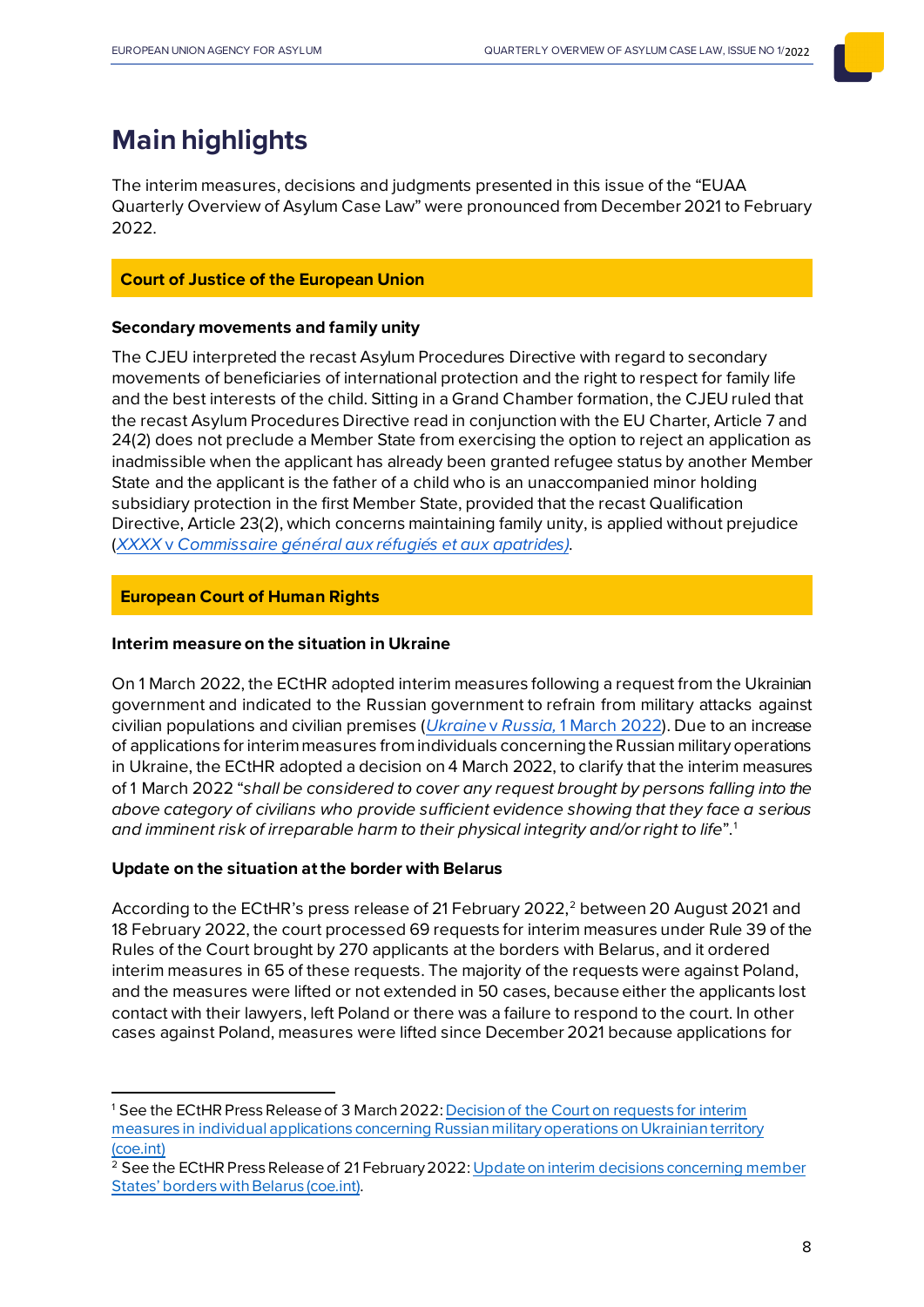# Main highlights

The interim measures, decisions and judgments presented in this issue of the "EUAA Quarterly Overview of Asylum Case Law" were pronounced from December 2021 to February 2022.

## Court of Justice of the European Union

### Secondary movements and family unity

The CJEU interpreted the recast Asylum Procedures Directive with regard to secondary movements of beneficiaries of international protection and the right to respect for family life and the best interests of the child. Sitting in a Grand Chamber formation, the CJEU ruled that the recast Asylum Procedures Directive read in conjunction with the EU Charter, Article 7 and 24(2) does not preclude a Member State from exercising the option to reject an application as inadmissible when the applicant has already been granted refugee status by another Member State and the applicant is the father of a child who is an unaccompanied minor holding subsidiary protection in the first Member State, provided that the recast Qualification Directive, Article 23(2), which concerns maintaining family unity, is applied without prejudice (*XXXX* v *Commissaire général aux réfugiés et aux apatrides)*.

## European Court of Human Rights

### Interim measure on the situation in Ukraine

On 1 March 2022, the ECtHR adopted interim measures following a request from the Ukrainian government and indicated to the Russian government to refrain from military attacks against civilian populations and civilian premises (*Ukraine* v *Russia*, 1 March 2022). Due to an increase of applications for interim measures from individuals concerning the Russian military operations in Ukraine, the ECtHR adopted a decision on 4 March 2022, to clarify that the interim measures of 1 March 2022 "*shall be considered to cover any request brought by persons falling into the above category of civilians who provide sufficient evidence showing that they face a serious and imminent risk of irreparable harm to their physical integrity and/or right to life*".[1]

### Update on the situation at the border with Belarus

According to the ECtHR's press release of 21 February 2022,[2] between 20 August 2021 and 18 February 2022, the court processed 69 requests for interim measures under Rule 39 of the Rules of the Court brought by 270 applicants at the borders with Belarus, and it ordered interim measures in 65 of these requests. The majority of the requests were against Poland, and the measures were lifted or not extended in 50 cases, because either the applicants lost contact with their lawyers, left Poland or there was a failure to respond to the court. In other cases against Poland, measures were lifted since December 2021 because applications for

---

[1] See the ECtHR Press Release of 3 March 2022: Decision of the Court on requests for interim measures in individual applications concerning Russian military operations on Ukrainian territory (coe.int)

[2] See the ECtHR Press Release of 21 February 2022: Update on interim decisions concerning member States' borders with Belarus (coe.int).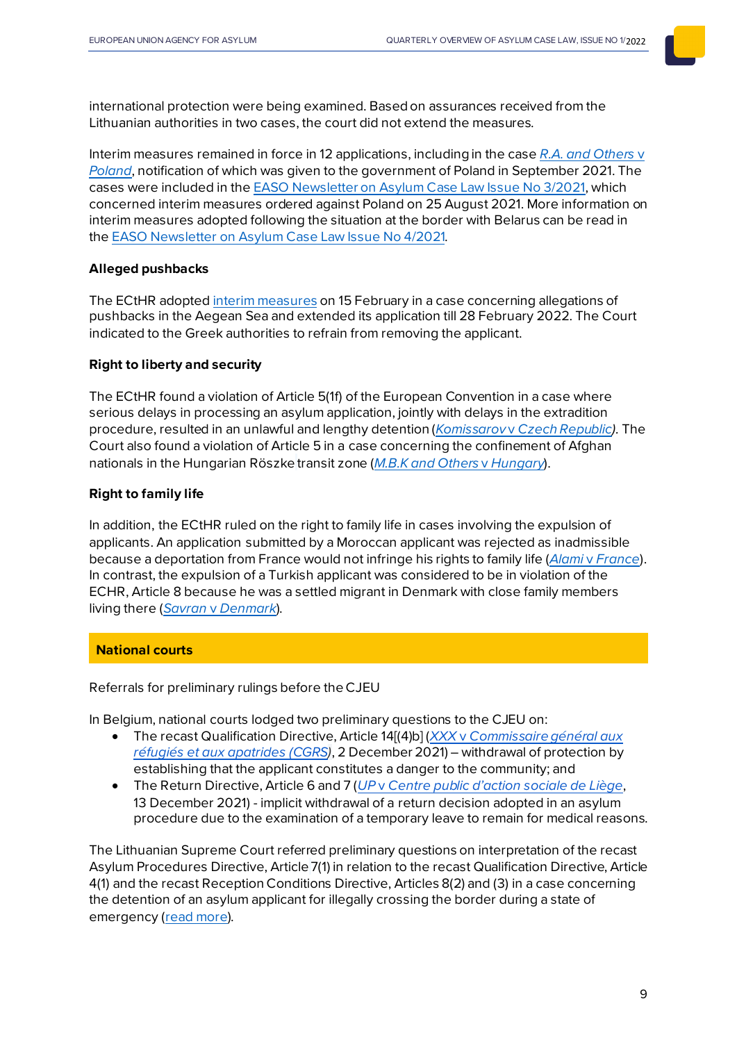international protection were being examined. Based on assurances received from the Lithuanian authorities in two cases, the court did not extend the measures.

Interim measures remained in force in 12 applications, including in the case *R.A. and Others v Poland*, notification of which was given to the government of Poland in September 2021. The cases were included in the EASO Newsletter on Asylum Case Law Issue No 3/2021, which concerned interim measures ordered against Poland on 25 August 2021. More information on interim measures adopted following the situation at the border with Belarus can be read in the EASO Newsletter on Asylum Case Law Issue No 4/2021.

**Alleged pushbacks**

The ECtHR adopted interim measures on 15 February in a case concerning allegations of pushbacks in the Aegean Sea and extended its application till 28 February 2022. The Court indicated to the Greek authorities to refrain from removing the applicant.

**Right to liberty and security**

The ECtHR found a violation of Article 5(1f) of the European Convention in a case where serious delays in processing an asylum application, jointly with delays in the extradition procedure, resulted in an unlawful and lengthy detention (*Komissarov v Czech Republic*). The Court also found a violation of Article 5 in a case concerning the confinement of Afghan nationals in the Hungarian Röszke transit zone (*M.B.K and Others v Hungary*).

**Right to family life**

In addition, the ECtHR ruled on the right to family life in cases involving the expulsion of applicants. An application submitted by a Moroccan applicant was rejected as inadmissible because a deportation from France would not infringe his rights to family life (*Alami v France*). In contrast, the expulsion of a Turkish applicant was considered to be in violation of the ECHR, Article 8 because he was a settled migrant in Denmark with close family members living there (*Savran v Denmark*).

## National courts

Referrals for preliminary rulings before the CJEU

In Belgium, national courts lodged two preliminary questions to the CJEU on:

- The recast Qualification Directive, Article 14[(4)b] (*XXX v Commissaire général aux réfugiés et aux apatrides (CGRS)*, 2 December 2021) – withdrawal of protection by establishing that the applicant constitutes a danger to the community; and
- The Return Directive, Article 6 and 7 (*UP v Centre public d'action sociale de Liège*, 13 December 2021) - implicit withdrawal of a return decision adopted in an asylum procedure due to the examination of a temporary leave to remain for medical reasons.

The Lithuanian Supreme Court referred preliminary questions on interpretation of the recast Asylum Procedures Directive, Article 7(1) in relation to the recast Qualification Directive, Article 4(1) and the recast Reception Conditions Directive, Articles 8(2) and (3) in a case concerning the detention of an asylum applicant for illegally crossing the border during a state of emergency (read more).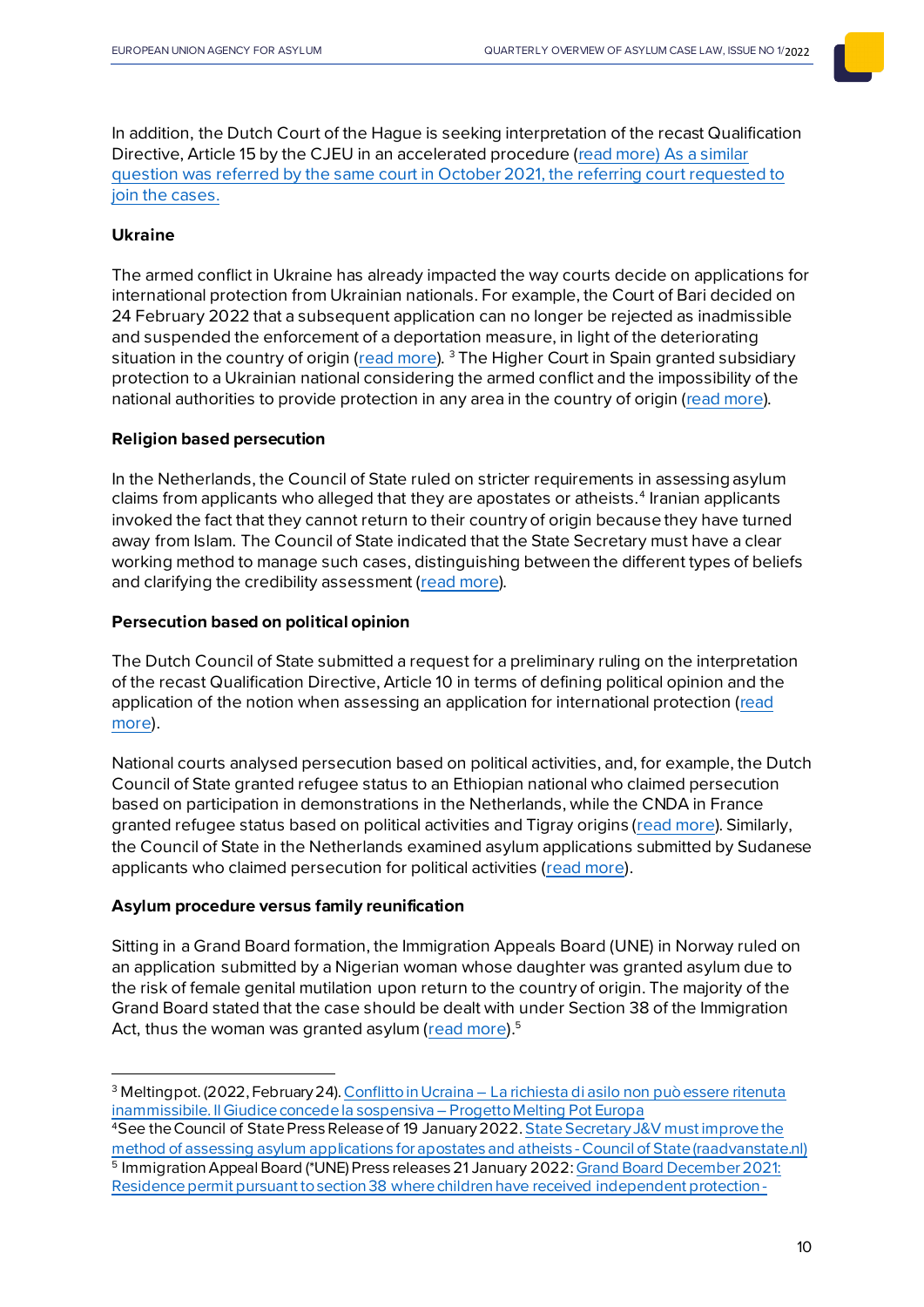In addition, the Dutch Court of the Hague is seeking interpretation of the recast Qualification Directive, Article 15 by the CJEU in an accelerated procedure (read more) As a similar question was referred by the same court in October 2021, the referring court requested to join the cases.

**Ukraine**

The armed conflict in Ukraine has already impacted the way courts decide on applications for international protection from Ukrainian nationals. For example, the Court of Bari decided on 24 February 2022 that a subsequent application can no longer be rejected as inadmissible and suspended the enforcement of a deportation measure, in light of the deteriorating situation in the country of origin (read more). [3] The Higher Court in Spain granted subsidiary protection to a Ukrainian national considering the armed conflict and the impossibility of the national authorities to provide protection in any area in the country of origin (read more).

**Religion based persecution**

In the Netherlands, the Council of State ruled on stricter requirements in assessing asylum claims from applicants who alleged that they are apostates or atheists.[4] Iranian applicants invoked the fact that they cannot return to their country of origin because they have turned away from Islam. The Council of State indicated that the State Secretary must have a clear working method to manage such cases, distinguishing between the different types of beliefs and clarifying the credibility assessment (read more).

**Persecution based on political opinion**

The Dutch Council of State submitted a request for a preliminary ruling on the interpretation of the recast Qualification Directive, Article 10 in terms of defining political opinion and the application of the notion when assessing an application for international protection (read more).

National courts analysed persecution based on political activities, and, for example, the Dutch Council of State granted refugee status to an Ethiopian national who claimed persecution based on participation in demonstrations in the Netherlands, while the CNDA in France granted refugee status based on political activities and Tigray origins (read more). Similarly, the Council of State in the Netherlands examined asylum applications submitted by Sudanese applicants who claimed persecution for political activities (read more).

**Asylum procedure versus family reunification**

Sitting in a Grand Board formation, the Immigration Appeals Board (UNE) in Norway ruled on an application submitted by a Nigerian woman whose daughter was granted asylum due to the risk of female genital mutilation upon return to the country of origin. The majority of the Grand Board stated that the case should be dealt with under Section 38 of the Immigration Act, thus the woman was granted asylum (read more).[5]

---

[3] Meltingpot. (2022, February 24). Conflitto in Ucraina – La richiesta di asilo non può essere ritenuta inammissibile. Il Giudice concede la sospensiva – Progetto Melting Pot Europa

[4] See the Council of State Press Release of 19 January 2022. State Secretary J&V must improve the method of assessing asylum applications for apostates and atheists - Council of State (raadvanstate.nl)

[5] Immigration Appeal Board (*UNE) Press releases 21 January 2022: Grand Board December 2021: Residence permit pursuant to section 38 where children have received independent protection -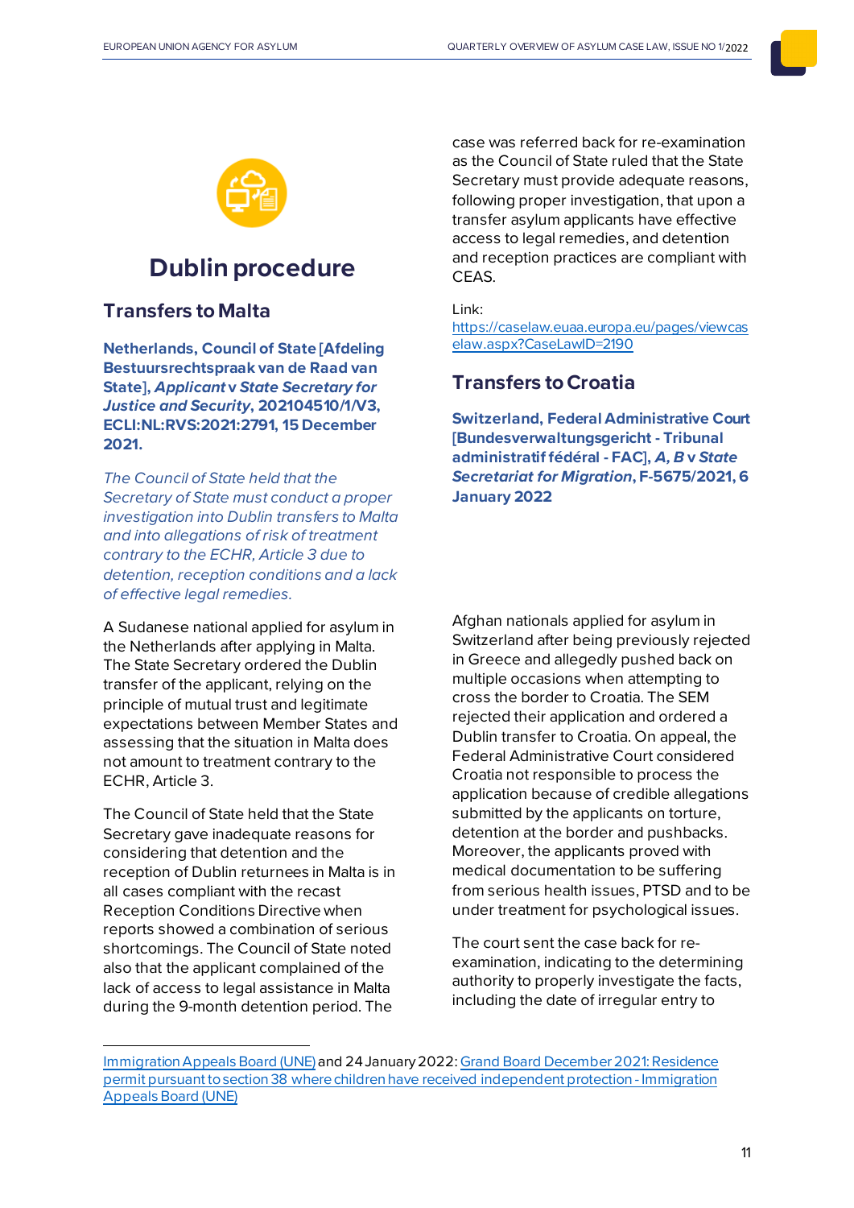# Dublin procedure

## Transfers to Malta

**Netherlands, Council of State [Afdeling Bestuursrechtspraak van de Raad van State], *Applicant* v *State Secretary for Justice and Security*, 202104510/1/V3, ECLI:NL:RVS:2021:2791, 15 December 2021.**

*The Council of State held that the Secretary of State must conduct a proper investigation into Dublin transfers to Malta and into allegations of risk of treatment contrary to the ECHR, Article 3 due to detention, reception conditions and a lack of effective legal remedies.*

A Sudanese national applied for asylum in the Netherlands after applying in Malta. The State Secretary ordered the Dublin transfer of the applicant, relying on the principle of mutual trust and legitimate expectations between Member States and assessing that the situation in Malta does not amount to treatment contrary to the ECHR, Article 3.

The Council of State held that the State Secretary gave inadequate reasons for considering that detention and the reception of Dublin returnees in Malta is in all cases compliant with the recast Reception Conditions Directive when reports showed a combination of serious shortcomings. The Council of State noted also that the applicant complained of the lack of access to legal assistance in Malta during the 9-month detention period. The case was referred back for re-examination as the Council of State ruled that the State Secretary must provide adequate reasons, following proper investigation, that upon a transfer asylum applicants have effective access to legal remedies, and detention and reception practices are compliant with CEAS.

Link:
[https://caselaw.euaa.europa.eu/pages/viewcaselaw.aspx?CaseLawID=2190](https://caselaw.euaa.europa.eu/pages/viewcaselaw.aspx?CaseLawID=2190)

## Transfers to Croatia

**Switzerland, Federal Administrative Court [Bundesverwaltungsgericht - Tribunal administratif fédéral - FAC], *A, B* v *State Secretariat for Migration*, F-5675/2021, 6 January 2022**

Afghan nationals applied for asylum in Switzerland after being previously rejected in Greece and allegedly pushed back on multiple occasions when attempting to cross the border to Croatia. The SEM rejected their application and ordered a Dublin transfer to Croatia. On appeal, the Federal Administrative Court considered Croatia not responsible to process the application because of credible allegations submitted by the applicants on torture, detention at the border and pushbacks. Moreover, the applicants proved with medical documentation to be suffering from serious health issues, PTSD and to be under treatment for psychological issues.

The court sent the case back for re-examination, indicating to the determining authority to properly investigate the facts, including the date of irregular entry to

---

Immigration Appeals Board (UNE) and 24 January 2022: Grand Board December 2021: Residence permit pursuant to section 38 where children have received independent protection - Immigration Appeals Board (UNE)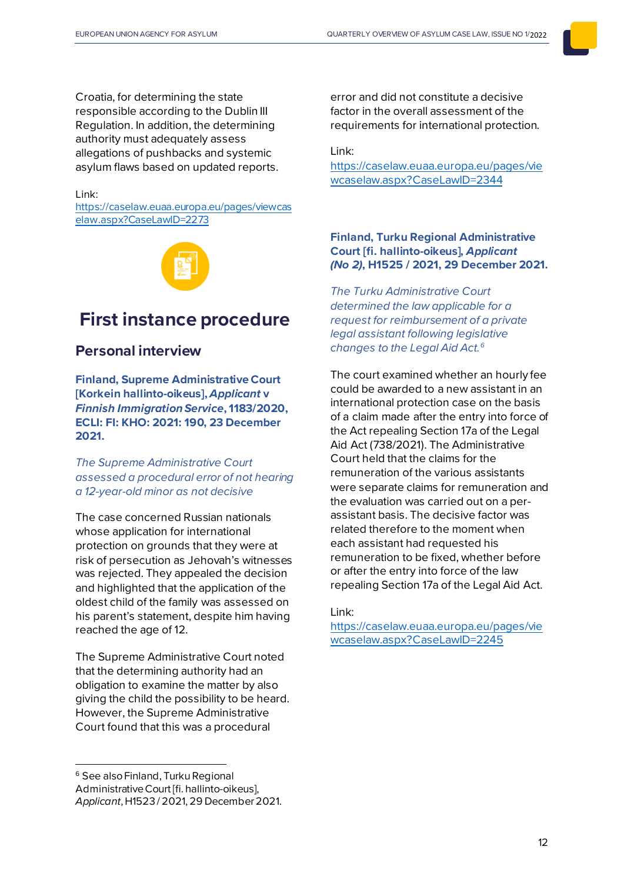Croatia, for determining the state responsible according to the Dublin III Regulation. In addition, the determining authority must adequately assess allegations of pushbacks and systemic asylum flaws based on updated reports.

Link:
https://caselaw.euaa.europa.eu/pages/viewcaselaw.aspx?CaseLawID=2273

# First instance procedure

## Personal interview

**Finland, Supreme Administrative Court [Korkein hallinto-oikeus], *Applicant* v *Finnish Immigration Service*, 1183/2020, ECLI: FI: KHO: 2021: 190, 23 December 2021.**

*The Supreme Administrative Court assessed a procedural error of not hearing a 12-year-old minor as not decisive*

The case concerned Russian nationals whose application for international protection on grounds that they were at risk of persecution as Jehovah's witnesses was rejected. They appealed the decision and highlighted that the application of the oldest child of the family was assessed on his parent's statement, despite him having reached the age of 12.

The Supreme Administrative Court noted that the determining authority had an obligation to examine the matter by also giving the child the possibility to be heard. However, the Supreme Administrative Court found that this was a procedural error and did not constitute a decisive factor in the overall assessment of the requirements for international protection.

Link:
https://caselaw.euaa.europa.eu/pages/viewcaselaw.aspx?CaseLawID=2344

**Finland, Turku Regional Administrative Court [fi. hallinto-oikeus], *Applicant (No 2)*, H1525 / 2021, 29 December 2021.**

*The Turku Administrative Court determined the law applicable for a request for reimbursement of a private legal assistant following legislative changes to the Legal Aid Act.*[6]

The court examined whether an hourly fee could be awarded to a new assistant in an international protection case on the basis of a claim made after the entry into force of the Act repealing Section 17a of the Legal Aid Act (738/2021). The Administrative Court held that the claims for the remuneration of the various assistants were separate claims for remuneration and the evaluation was carried out on a per-assistant basis. The decisive factor was related therefore to the moment when each assistant had requested his remuneration to be fixed, whether before or after the entry into force of the law repealing Section 17a of the Legal Aid Act.

Link:
https://caselaw.euaa.europa.eu/pages/viewcaselaw.aspx?CaseLawID=2245

---

[6] See also Finland, Turku Regional Administrative Court [fi. hallinto-oikeus], *Applicant*, H1523 / 2021, 29 December 2021.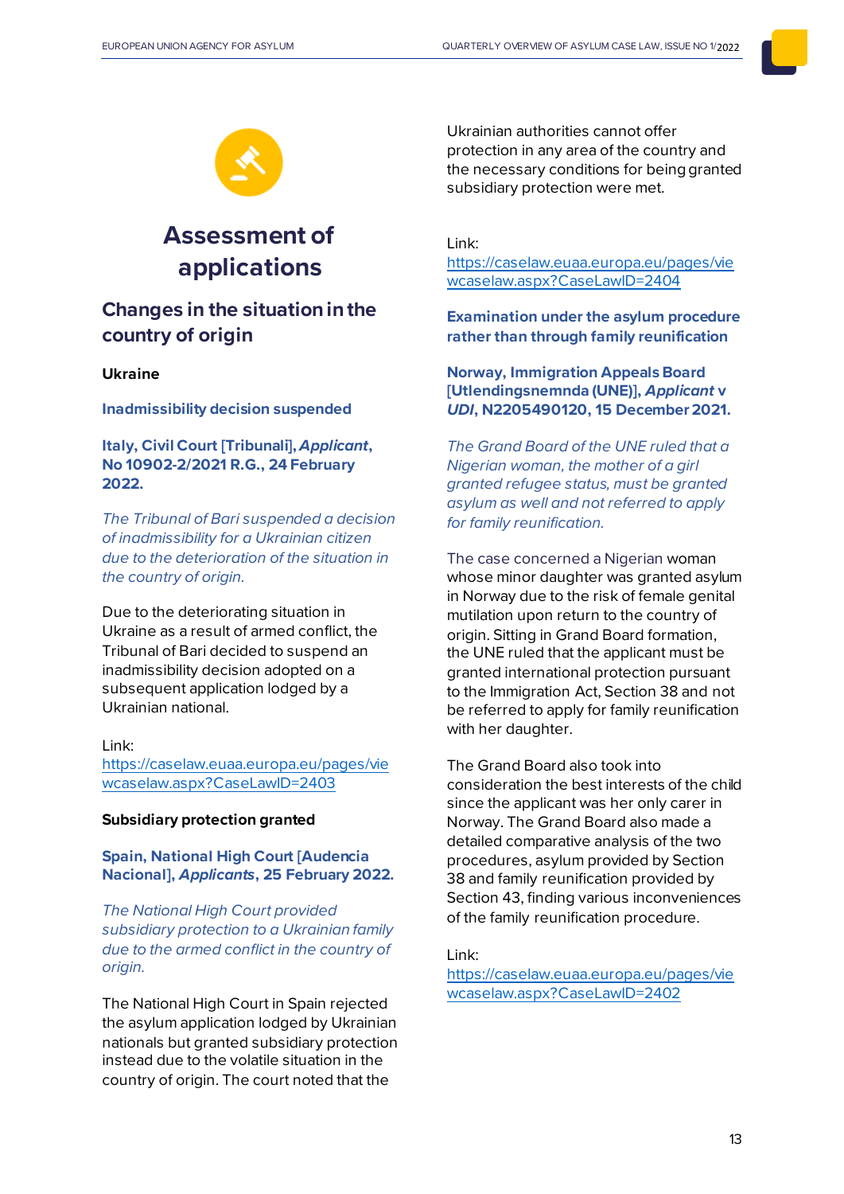# Assessment of applications

## Changes in the situation in the country of origin

**Ukraine**

**Inadmissibility decision suspended**

**Italy, Civil Court [Tribunali],** ***Applicant*****, No 10902-2/2021 R.G., 24 February 2022.**

*The Tribunal of Bari suspended a decision of inadmissibility for a Ukrainian citizen due to the deterioration of the situation in the country of origin.*

Due to the deteriorating situation in Ukraine as a result of armed conflict, the Tribunal of Bari decided to suspend an inadmissibility decision adopted on a subsequent application lodged by a Ukrainian national.

Link:
https://caselaw.euaa.europa.eu/pages/viewcaselaw.aspx?CaseLawID=2403

**Subsidiary protection granted**

**Spain, National High Court [Audencia Nacional],** ***Applicants*****, 25 February 2022.**

*The National High Court provided subsidiary protection to a Ukrainian family due to the armed conflict in the country of origin.*

The National High Court in Spain rejected the asylum application lodged by Ukrainian nationals but granted subsidiary protection instead due to the volatile situation in the country of origin. The court noted that the Ukrainian authorities cannot offer protection in any area of the country and the necessary conditions for being granted subsidiary protection were met.

Link:
https://caselaw.euaa.europa.eu/pages/viewcaselaw.aspx?CaseLawID=2404

**Examination under the asylum procedure rather than through family reunification**

**Norway, Immigration Appeals Board [Utlendingsnemnda (UNE)],** ***Applicant*** **v** ***UDI*****, N2205490120, 15 December 2021.**

*The Grand Board of the UNE ruled that a Nigerian woman, the mother of a girl granted refugee status, must be granted asylum as well and not referred to apply for family reunification.*

The case concerned a Nigerian woman whose minor daughter was granted asylum in Norway due to the risk of female genital mutilation upon return to the country of origin. Sitting in Grand Board formation, the UNE ruled that the applicant must be granted international protection pursuant to the Immigration Act, Section 38 and not be referred to apply for family reunification with her daughter.

The Grand Board also took into consideration the best interests of the child since the applicant was her only carer in Norway. The Grand Board also made a detailed comparative analysis of the two procedures, asylum provided by Section 38 and family reunification provided by Section 43, finding various inconveniences of the family reunification procedure.

Link:
https://caselaw.euaa.europa.eu/pages/viewcaselaw.aspx?CaseLawID=2402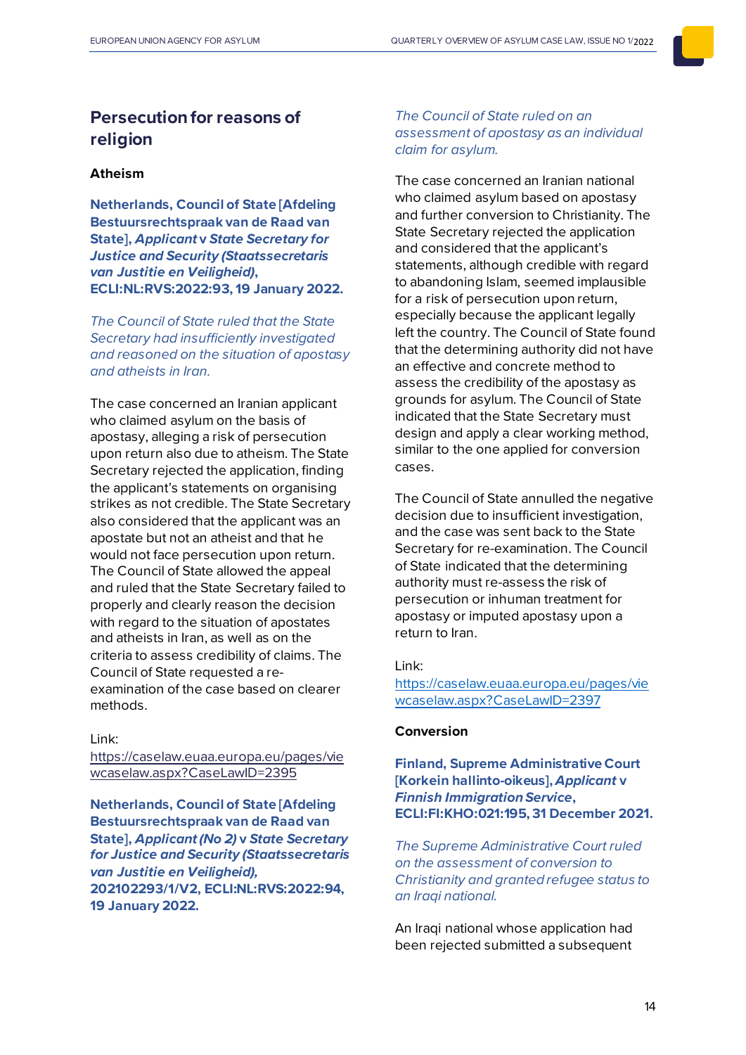## Persecution for reasons of religion

### Atheism

**Netherlands, Council of State [Afdeling Bestuursrechtspraak van de Raad van State], *Applicant* v *State Secretary for Justice and Security (Staatssecretaris van Justitie en Veiligheid)*, ECLI:NL:RVS:2022:93, 19 January 2022.**

*The Council of State ruled that the State Secretary had insufficiently investigated and reasoned on the situation of apostasy and atheists in Iran.*

The case concerned an Iranian applicant who claimed asylum on the basis of apostasy, alleging a risk of persecution upon return also due to atheism. The State Secretary rejected the application, finding the applicant's statements on organising strikes as not credible. The State Secretary also considered that the applicant was an apostate but not an atheist and that he would not face persecution upon return. The Council of State allowed the appeal and ruled that the State Secretary failed to properly and clearly reason the decision with regard to the situation of apostates and atheists in Iran, as well as on the criteria to assess credibility of claims. The Council of State requested a re-examination of the case based on clearer methods.

Link:
https://caselaw.euaa.europa.eu/pages/viewcaselaw.aspx?CaseLawID=2395

**Netherlands, Council of State [Afdeling Bestuursrechtspraak van de Raad van State], *Applicant (No 2)* v *State Secretary for Justice and Security (Staatssecretaris van Justitie en Veiligheid)*, 202102293/1/V2, ECLI:NL:RVS:2022:94, 19 January 2022.**

*The Council of State ruled on an assessment of apostasy as an individual claim for asylum.*

The case concerned an Iranian national who claimed asylum based on apostasy and further conversion to Christianity. The State Secretary rejected the application and considered that the applicant's statements, although credible with regard to abandoning Islam, seemed implausible for a risk of persecution upon return, especially because the applicant legally left the country. The Council of State found that the determining authority did not have an effective and concrete method to assess the credibility of the apostasy as grounds for asylum. The Council of State indicated that the State Secretary must design and apply a clear working method, similar to the one applied for conversion cases.

The Council of State annulled the negative decision due to insufficient investigation, and the case was sent back to the State Secretary for re-examination. The Council of State indicated that the determining authority must re-assess the risk of persecution or inhuman treatment for apostasy or imputed apostasy upon a return to Iran.

Link:
https://caselaw.euaa.europa.eu/pages/viewcaselaw.aspx?CaseLawID=2397

### Conversion

**Finland, Supreme Administrative Court [Korkein hallinto-oikeus], *Applicant* v *Finnish Immigration Service*, ECLI:FI:KHO:021:195, 31 December 2021.**

*The Supreme Administrative Court ruled on the assessment of conversion to Christianity and granted refugee status to an Iraqi national.*

An Iraqi national whose application had been rejected submitted a subsequent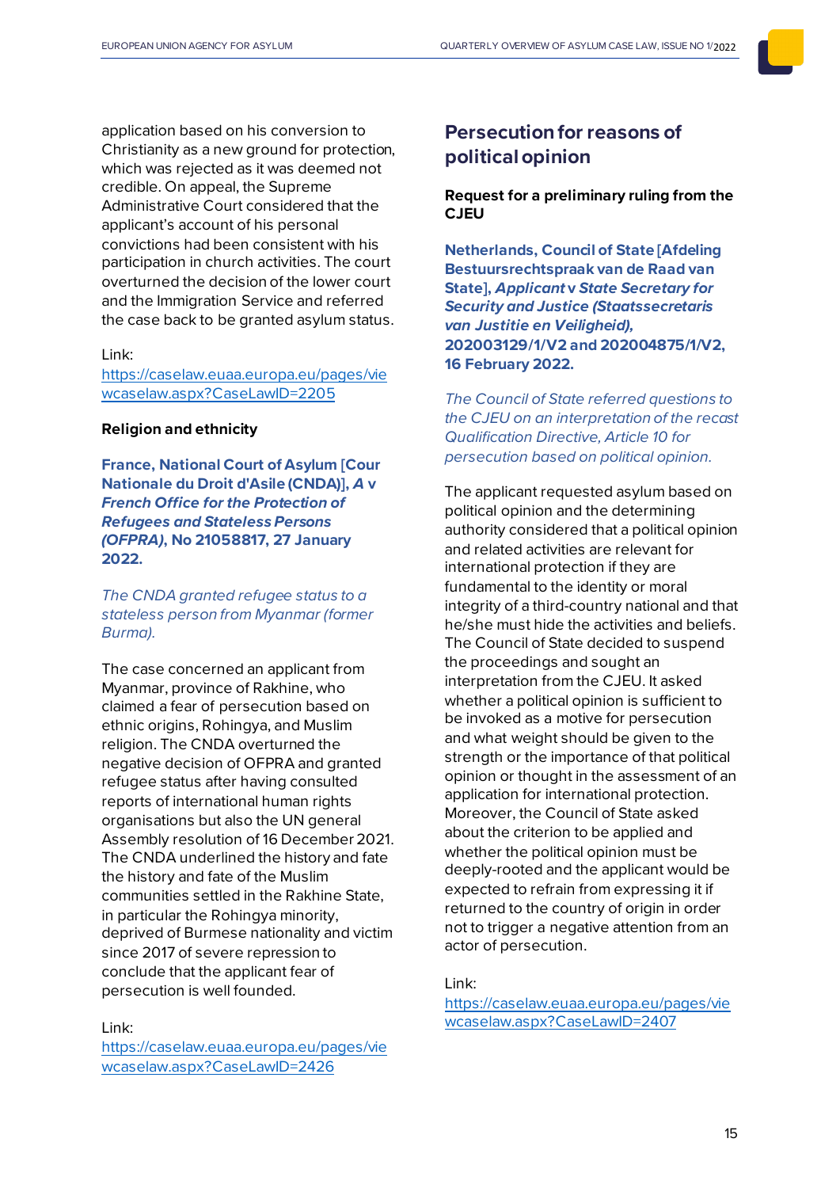application based on his conversion to Christianity as a new ground for protection, which was rejected as it was deemed not credible. On appeal, the Supreme Administrative Court considered that the applicant's account of his personal convictions had been consistent with his participation in church activities. The court overturned the decision of the lower court and the Immigration Service and referred the case back to be granted asylum status.

Link:
[https://caselaw.euaa.europa.eu/pages/viewcaselaw.aspx?CaseLawID=2205](https://caselaw.euaa.europa.eu/pages/viewcaselaw.aspx?CaseLawID=2205)

### Religion and ethnicity

**France, National Court of Asylum [Cour Nationale du Droit d'Asile (CNDA)], *A* v *French Office for the Protection of Refugees and Stateless Persons (OFPRA)*, No 21058817, 27 January 2022.**

*The CNDA granted refugee status to a stateless person from Myanmar (former Burma).*

The case concerned an applicant from Myanmar, province of Rakhine, who claimed a fear of persecution based on ethnic origins, Rohingya, and Muslim religion. The CNDA overturned the negative decision of OFPRA and granted refugee status after having consulted reports of international human rights organisations but also the UN general Assembly resolution of 16 December 2021. The CNDA underlined the history and fate the history and fate of the Muslim communities settled in the Rakhine State, in particular the Rohingya minority, deprived of Burmese nationality and victim since 2017 of severe repression to conclude that the applicant fear of persecution is well founded.

Link:
[https://caselaw.euaa.europa.eu/pages/viewcaselaw.aspx?CaseLawID=2426](https://caselaw.euaa.europa.eu/pages/viewcaselaw.aspx?CaseLawID=2426)

## Persecution for reasons of political opinion

### Request for a preliminary ruling from the CJEU

**Netherlands, Council of State [Afdeling Bestuursrechtspraak van de Raad van State], *Applicant* v *State Secretary for Security and Justice (Staatssecretaris van Justitie en Veiligheid)*, 202003129/1/V2 and 202004875/1/V2, 16 February 2022.**

*The Council of State referred questions to the CJEU on an interpretation of the recast Qualification Directive, Article 10 for persecution based on political opinion.*

The applicant requested asylum based on political opinion and the determining authority considered that a political opinion and related activities are relevant for international protection if they are fundamental to the identity or moral integrity of a third-country national and that he/she must hide the activities and beliefs. The Council of State decided to suspend the proceedings and sought an interpretation from the CJEU. It asked whether a political opinion is sufficient to be invoked as a motive for persecution and what weight should be given to the strength or the importance of that political opinion or thought in the assessment of an application for international protection. Moreover, the Council of State asked about the criterion to be applied and whether the political opinion must be deeply-rooted and the applicant would be expected to refrain from expressing it if returned to the country of origin in order not to trigger a negative attention from an actor of persecution.

Link:
[https://caselaw.euaa.europa.eu/pages/viewcaselaw.aspx?CaseLawID=2407](https://caselaw.euaa.europa.eu/pages/viewcaselaw.aspx?CaseLawID=2407)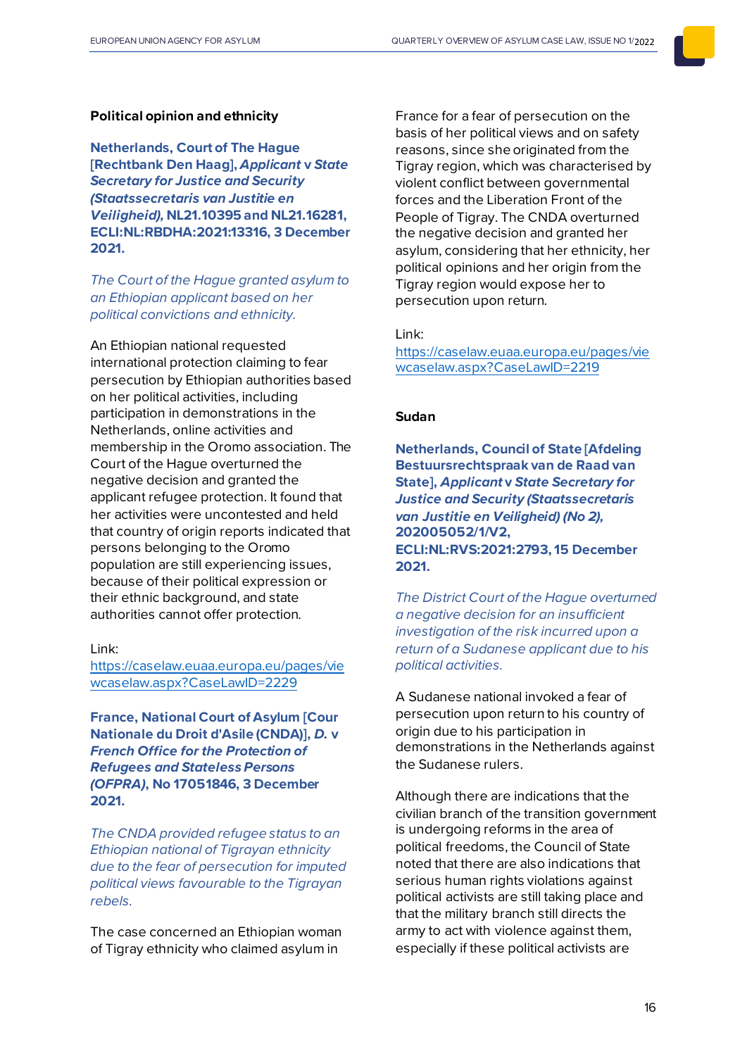### Political opinion and ethnicity

**Netherlands, Court of The Hague [Rechtbank Den Haag], *Applicant* v *State Secretary for Justice and Security (Staatssecretaris van Justitie en Veiligheid)*, NL21.10395 and NL21.16281, ECLI:NL:RBDHA:2021:13316, 3 December 2021.**

*The Court of the Hague granted asylum to an Ethiopian applicant based on her political convictions and ethnicity.*

An Ethiopian national requested international protection claiming to fear persecution by Ethiopian authorities based on her political activities, including participation in demonstrations in the Netherlands, online activities and membership in the Oromo association. The Court of the Hague overturned the negative decision and granted the applicant refugee protection. It found that her activities were uncontested and held that country of origin reports indicated that persons belonging to the Oromo population are still experiencing issues, because of their political expression or their ethnic background, and state authorities cannot offer protection.

Link:
https://caselaw.euaa.europa.eu/pages/viewcaselaw.aspx?CaseLawID=2229

**France, National Court of Asylum [Cour Nationale du Droit d'Asile (CNDA)], *D.* v *French Office for the Protection of Refugees and Stateless Persons (OFPRA)*, No 17051846, 3 December 2021.**

*The CNDA provided refugee status to an Ethiopian national of Tigrayan ethnicity due to the fear of persecution for imputed political views favourable to the Tigrayan rebels.*

The case concerned an Ethiopian woman of Tigray ethnicity who claimed asylum in France for a fear of persecution on the basis of her political views and on safety reasons, since she originated from the Tigray region, which was characterised by violent conflict between governmental forces and the Liberation Front of the People of Tigray. The CNDA overturned the negative decision and granted her asylum, considering that her ethnicity, her political opinions and her origin from the Tigray region would expose her to persecution upon return.

Link:
https://caselaw.euaa.europa.eu/pages/viewcaselaw.aspx?CaseLawID=2219

### Sudan

**Netherlands, Council of State [Afdeling Bestuursrechtspraak van de Raad van State], *Applicant* v *State Secretary for Justice and Security (Staatssecretaris van Justitie en Veiligheid) (No 2)*, 202005052/1/V2, ECLI:NL:RVS:2021:2793, 15 December 2021.**

*The District Court of the Hague overturned a negative decision for an insufficient investigation of the risk incurred upon a return of a Sudanese applicant due to his political activities.*

A Sudanese national invoked a fear of persecution upon return to his country of origin due to his participation in demonstrations in the Netherlands against the Sudanese rulers.

Although there are indications that the civilian branch of the transition government is undergoing reforms in the area of political freedoms, the Council of State noted that there are also indications that serious human rights violations against political activists are still taking place and that the military branch still directs the army to act with violence against them, especially if these political activists are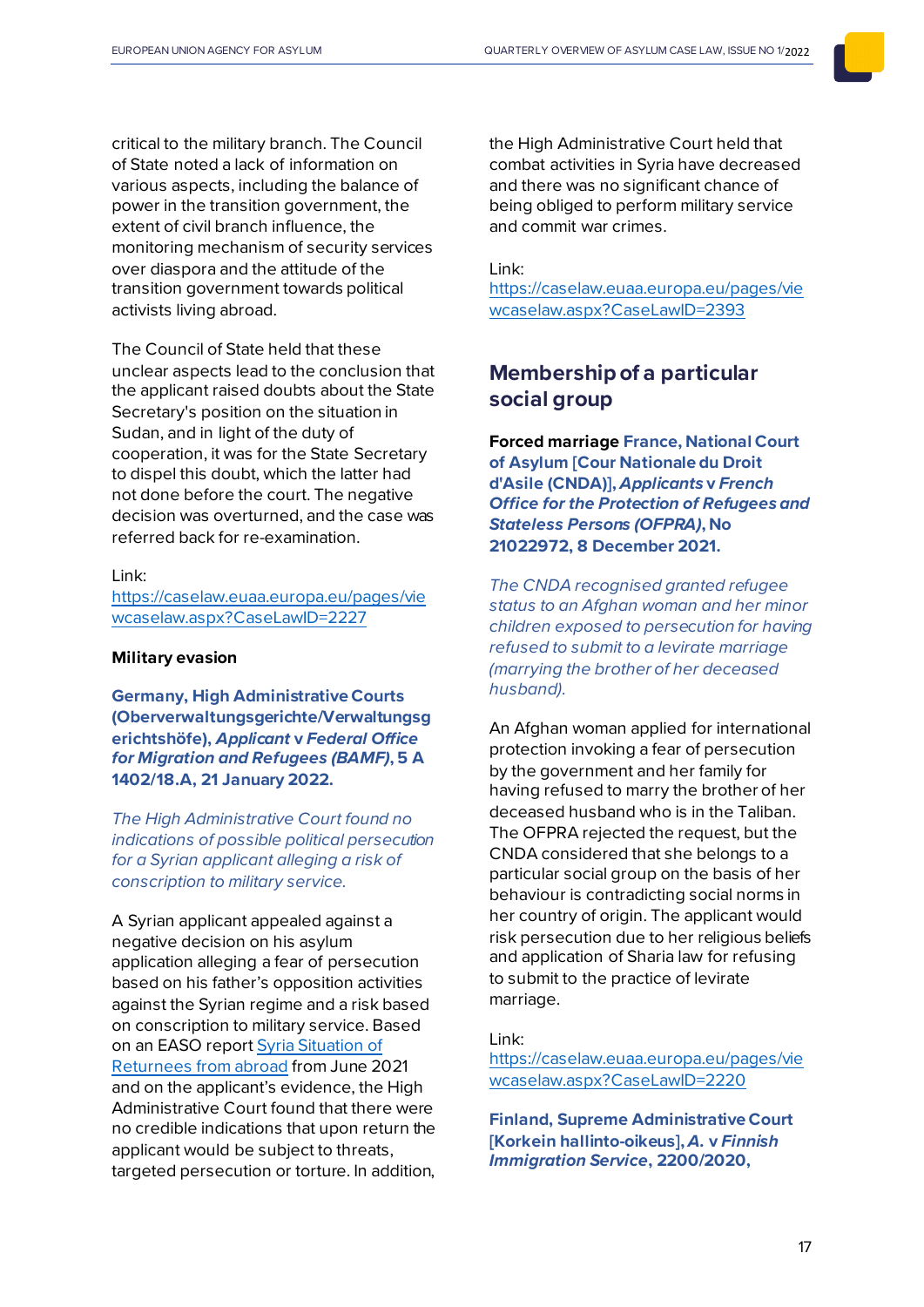critical to the military branch. The Council of State noted a lack of information on various aspects, including the balance of power in the transition government, the extent of civil branch influence, the monitoring mechanism of security services over diaspora and the attitude of the transition government towards political activists living abroad.

The Council of State held that these unclear aspects lead to the conclusion that the applicant raised doubts about the State Secretary's position on the situation in Sudan, and in light of the duty of cooperation, it was for the State Secretary to dispel this doubt, which the latter had not done before the court. The negative decision was overturned, and the case was referred back for re-examination.

Link:
https://caselaw.euaa.europa.eu/pages/viewcaselaw.aspx?CaseLawID=2227

**Military evasion**

**Germany, High Administrative Courts (Oberverwaltungsgerichte/Verwaltungsgerichtshöfe), *Applicant* v *Federal Office for Migration and Refugees (BAMF)*, 5 A 1402/18.A, 21 January 2022.**

*The High Administrative Court found no indications of possible political persecution for a Syrian applicant alleging a risk of conscription to military service.*

A Syrian applicant appealed against a negative decision on his asylum application alleging a fear of persecution based on his father's opposition activities against the Syrian regime and a risk based on conscription to military service. Based on an EASO report Syria Situation of Returnees from abroad from June 2021 and on the applicant's evidence, the High Administrative Court found that there were no credible indications that upon return the applicant would be subject to threats, targeted persecution or torture. In addition, the High Administrative Court held that combat activities in Syria have decreased and there was no significant chance of being obliged to perform military service and commit war crimes.

Link:
https://caselaw.euaa.europa.eu/pages/viewcaselaw.aspx?CaseLawID=2393

## Membership of a particular social group

**Forced marriage France, National Court of Asylum [Cour Nationale du Droit d'Asile (CNDA)], *Applicants* v *French Office for the Protection of Refugees and Stateless Persons (OFPRA)*, No 21022972, 8 December 2021.**

*The CNDA recognised granted refugee status to an Afghan woman and her minor children exposed to persecution for having refused to submit to a levirate marriage (marrying the brother of her deceased husband).*

An Afghan woman applied for international protection invoking a fear of persecution by the government and her family for having refused to marry the brother of her deceased husband who is in the Taliban. The OFPRA rejected the request, but the CNDA considered that she belongs to a particular social group on the basis of her behaviour is contradicting social norms in her country of origin. The applicant would risk persecution due to her religious beliefs and application of Sharia law for refusing to submit to the practice of levirate marriage.

Link:
https://caselaw.euaa.europa.eu/pages/viewcaselaw.aspx?CaseLawID=2220

**Finland, Supreme Administrative Court [Korkein hallinto-oikeus], *A.* v *Finnish Immigration Service*, 2200/2020,**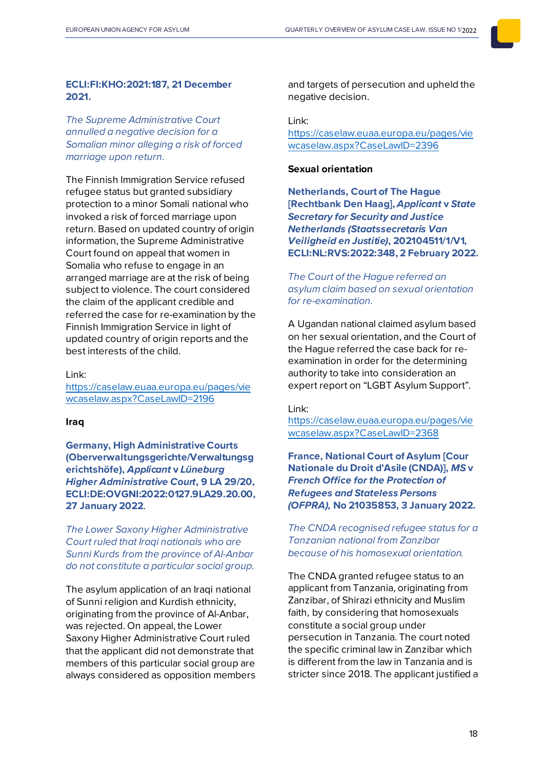**ECLI:FI:KHO:2021:187, 21 December 2021.**

*The Supreme Administrative Court annulled a negative decision for a Somalian minor alleging a risk of forced marriage upon return.*

The Finnish Immigration Service refused refugee status but granted subsidiary protection to a minor Somali national who invoked a risk of forced marriage upon return. Based on updated country of origin information, the Supreme Administrative Court found on appeal that women in Somalia who refuse to engage in an arranged marriage are at the risk of being subject to violence. The court considered the claim of the applicant credible and referred the case for re-examination by the Finnish Immigration Service in light of updated country of origin reports and the best interests of the child.

Link:
[https://caselaw.euaa.europa.eu/pages/viewcaselaw.aspx?CaseLawID=2196](https://caselaw.euaa.europa.eu/pages/viewcaselaw.aspx?CaseLawID=2196)

**Iraq**

**Germany, High Administrative Courts (Oberverwaltungsgerichte/Verwaltungsgerichtshöfe), *Applicant* v *Lüneburg Higher Administrative Court*, 9 LA 29/20, ECLI:DE:OVGNI:2022:0127.9LA29.20.00, 27 January 2022**.

*The Lower Saxony Higher Administrative Court ruled that Iraqi nationals who are Sunni Kurds from the province of Al-Anbar do not constitute a particular social group.*

The asylum application of an Iraqi national of Sunni religion and Kurdish ethnicity, originating from the province of Al-Anbar, was rejected. On appeal, the Lower Saxony Higher Administrative Court ruled that the applicant did not demonstrate that members of this particular social group are always considered as opposition members and targets of persecution and upheld the negative decision.

Link:
[https://caselaw.euaa.europa.eu/pages/viewcaselaw.aspx?CaseLawID=2396](https://caselaw.euaa.europa.eu/pages/viewcaselaw.aspx?CaseLawID=2396)

**Sexual orientation**

**Netherlands, Court of The Hague [Rechtbank Den Haag], *Applicant* v *State Secretary for Security and Justice Netherlands (Staatssecretaris Van Veiligheid en Justitie)*, 202104511/1/V1, ECLI:NL:RVS:2022:348, 2 February 2022.**

*The Court of the Hague referred an asylum claim based on sexual orientation for re-examination.*

A Ugandan national claimed asylum based on her sexual orientation, and the Court of the Hague referred the case back for re-examination in order for the determining authority to take into consideration an expert report on "LGBT Asylum Support".

Link:
[https://caselaw.euaa.europa.eu/pages/viewcaselaw.aspx?CaseLawID=2368](https://caselaw.euaa.europa.eu/pages/viewcaselaw.aspx?CaseLawID=2368)

**France, National Court of Asylum [Cour Nationale du Droit d'Asile (CNDA)], *MS* v *French Office for the Protection of Refugees and Stateless Persons (OFPRA)*, No 21035853, 3 January 2022.**

*The CNDA recognised refugee status for a Tanzanian national from Zanzibar because of his homosexual orientation.*

The CNDA granted refugee status to an applicant from Tanzania, originating from Zanzibar, of Shirazi ethnicity and Muslim faith, by considering that homosexuals constitute a social group under persecution in Tanzania. The court noted the specific criminal law in Zanzibar which is different from the law in Tanzania and is stricter since 2018. The applicant justified a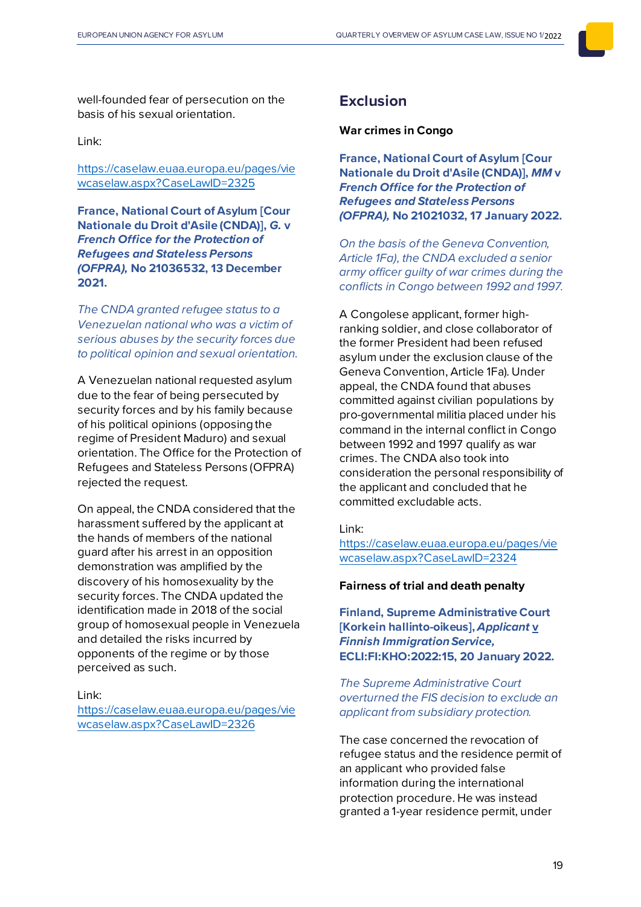well-founded fear of persecution on the basis of his sexual orientation.

Link:

https://caselaw.euaa.europa.eu/pages/viewcaselaw.aspx?CaseLawID=2325

**France, National Court of Asylum [Cour Nationale du Droit d'Asile (CNDA)], *G.* v *French Office for the Protection of Refugees and Stateless Persons (OFPRA),* No 21036532, 13 December 2021.**

*The CNDA granted refugee status to a Venezuelan national who was a victim of serious abuses by the security forces due to political opinion and sexual orientation.*

A Venezuelan national requested asylum due to the fear of being persecuted by security forces and by his family because of his political opinions (opposing the regime of President Maduro) and sexual orientation. The Office for the Protection of Refugees and Stateless Persons (OFPRA) rejected the request.

On appeal, the CNDA considered that the harassment suffered by the applicant at the hands of members of the national guard after his arrest in an opposition demonstration was amplified by the discovery of his homosexuality by the security forces. The CNDA updated the identification made in 2018 of the social group of homosexual people in Venezuela and detailed the risks incurred by opponents of the regime or by those perceived as such.

Link:
https://caselaw.euaa.europa.eu/pages/viewcaselaw.aspx?CaseLawID=2326

## Exclusion

**War crimes in Congo**

**France, National Court of Asylum [Cour Nationale du Droit d'Asile (CNDA)], *MM* v *French Office for the Protection of Refugees and Stateless Persons (OFPRA),* No 21021032, 17 January 2022.**

*On the basis of the Geneva Convention, Article 1Fa), the CNDA excluded a senior army officer guilty of war crimes during the conflicts in Congo between 1992 and 1997.*

A Congolese applicant, former high-ranking soldier, and close collaborator of the former President had been refused asylum under the exclusion clause of the Geneva Convention, Article 1Fa). Under appeal, the CNDA found that abuses committed against civilian populations by pro-governmental militia placed under his command in the internal conflict in Congo between 1992 and 1997 qualify as war crimes. The CNDA also took into consideration the personal responsibility of the applicant and concluded that he committed excludable acts.

Link:
https://caselaw.euaa.europa.eu/pages/viewcaselaw.aspx?CaseLawID=2324

**Fairness of trial and death penalty**

**Finland, Supreme Administrative Court [Korkein hallinto-oikeus], *Applicant* v *Finnish Immigration Service,* ECLI:FI:KHO:2022:15, 20 January 2022.**

*The Supreme Administrative Court overturned the FIS decision to exclude an applicant from subsidiary protection.*

The case concerned the revocation of refugee status and the residence permit of an applicant who provided false information during the international protection procedure. He was instead granted a 1-year residence permit, under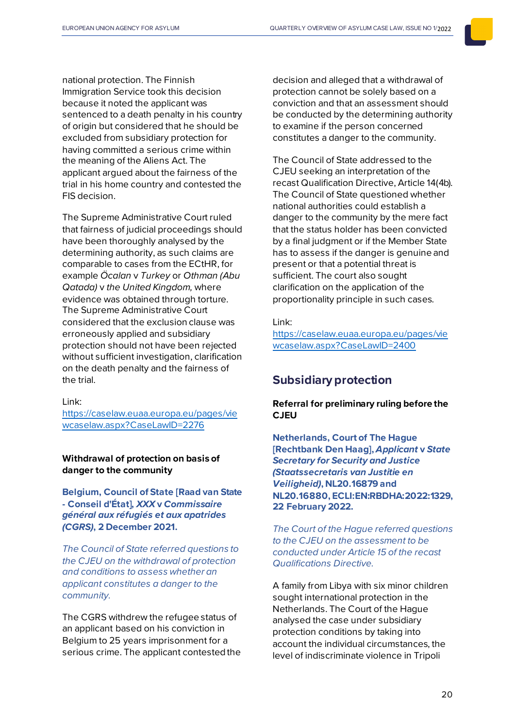national protection. The Finnish Immigration Service took this decision because it noted the applicant was sentenced to a death penalty in his country of origin but considered that he should be excluded from subsidiary protection for having committed a serious crime within the meaning of the Aliens Act. The applicant argued about the fairness of the trial in his home country and contested the FIS decision.

The Supreme Administrative Court ruled that fairness of judicial proceedings should have been thoroughly analysed by the determining authority, as such claims are comparable to cases from the ECtHR, for example *Öcalan* v *Turkey* or *Othman (Abu Qatada)* v *the United Kingdom,* where evidence was obtained through torture. The Supreme Administrative Court considered that the exclusion clause was erroneously applied and subsidiary protection should not have been rejected without sufficient investigation, clarification on the death penalty and the fairness of the trial.

Link:
https://caselaw.euaa.europa.eu/pages/viewcaselaw.aspx?CaseLawID=2276

**Withdrawal of protection on basis of danger to the community**

**Belgium, Council of State [Raad van State - Conseil d'État], *XXX* v *Commissaire général aux réfugiés et aux apatrides (CGRS)*, 2 December 2021.**

*The Council of State referred questions to the CJEU on the withdrawal of protection and conditions to assess whether an applicant constitutes a danger to the community.*

The CGRS withdrew the refugee status of an applicant based on his conviction in Belgium to 25 years imprisonment for a serious crime. The applicant contested the decision and alleged that a withdrawal of protection cannot be solely based on a conviction and that an assessment should be conducted by the determining authority to examine if the person concerned constitutes a danger to the community.

The Council of State addressed to the CJEU seeking an interpretation of the recast Qualification Directive, Article 14(4b). The Council of State questioned whether national authorities could establish a danger to the community by the mere fact that the status holder has been convicted by a final judgment or if the Member State has to assess if the danger is genuine and present or that a potential threat is sufficient. The court also sought clarification on the application of the proportionality principle in such cases.

Link:
https://caselaw.euaa.europa.eu/pages/viewcaselaw.aspx?CaseLawID=2400

## Subsidiary protection

**Referral for preliminary ruling before the CJEU**

**Netherlands, Court of The Hague [Rechtbank Den Haag], *Applicant* v *State Secretary for Security and Justice (Staatssecretaris van Justitie en Veiligheid)*, NL20.16879 and NL20.16880, ECLI:EN:RBDHA:2022:1329, 22 February 2022.**

*The Court of the Hague referred questions to the CJEU on the assessment to be conducted under Article 15 of the recast Qualifications Directive.*

A family from Libya with six minor children sought international protection in the Netherlands. The Court of the Hague analysed the case under subsidiary protection conditions by taking into account the individual circumstances, the level of indiscriminate violence in Tripoli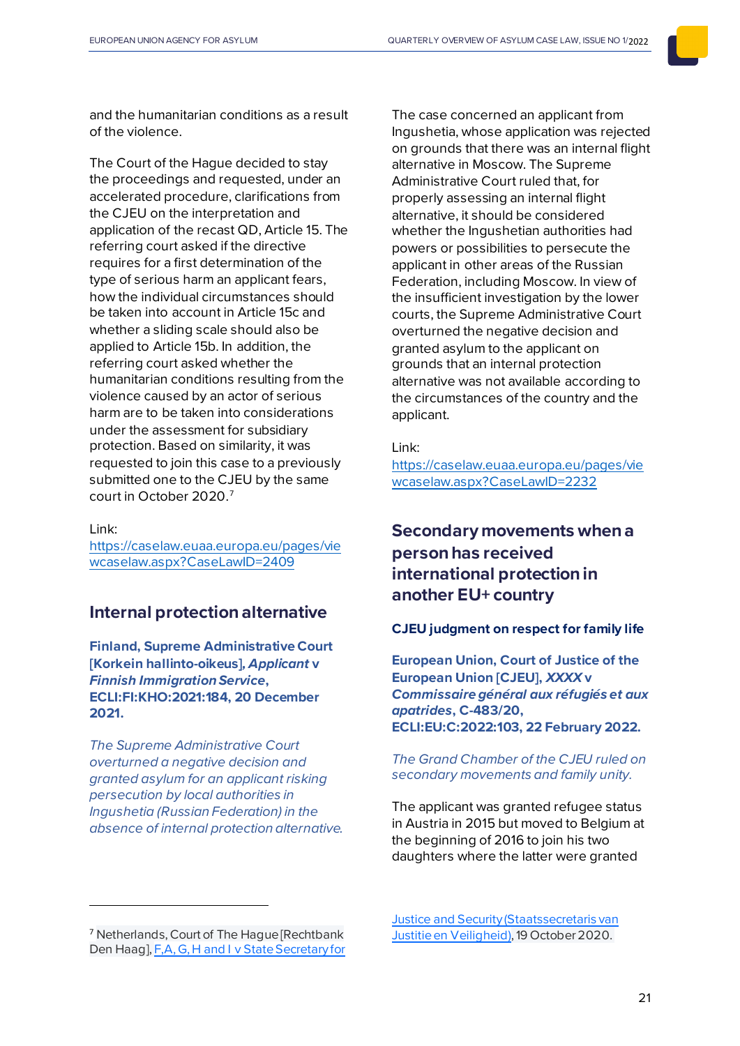and the humanitarian conditions as a result of the violence.

The Court of the Hague decided to stay the proceedings and requested, under an accelerated procedure, clarifications from the CJEU on the interpretation and application of the recast QD, Article 15. The referring court asked if the directive requires for a first determination of the type of serious harm an applicant fears, how the individual circumstances should be taken into account in Article 15c and whether a sliding scale should also be applied to Article 15b. In addition, the referring court asked whether the humanitarian conditions resulting from the violence caused by an actor of serious harm are to be taken into considerations under the assessment for subsidiary protection. Based on similarity, it was requested to join this case to a previously submitted one to the CJEU by the same court in October 2020.[7]

Link:
[https://caselaw.euaa.europa.eu/pages/viewcaselaw.aspx?CaseLawID=2409](https://caselaw.euaa.europa.eu/pages/viewcaselaw.aspx?CaseLawID=2409)

## Internal protection alternative

**Finland, Supreme Administrative Court [Korkein hallinto-oikeus], *Applicant* v *Finnish Immigration Service*, ECLI:FI:KHO:2021:184, 20 December 2021.**

*The Supreme Administrative Court overturned a negative decision and granted asylum for an applicant risking persecution by local authorities in Ingushetia (Russian Federation) in the absence of internal protection alternative.*

The case concerned an applicant from Ingushetia, whose application was rejected on grounds that there was an internal flight alternative in Moscow. The Supreme Administrative Court ruled that, for properly assessing an internal flight alternative, it should be considered whether the Ingushetian authorities had powers or possibilities to persecute the applicant in other areas of the Russian Federation, including Moscow. In view of the insufficient investigation by the lower courts, the Supreme Administrative Court overturned the negative decision and granted asylum to the applicant on grounds that an internal protection alternative was not available according to the circumstances of the country and the applicant.

Link:
[https://caselaw.euaa.europa.eu/pages/viewcaselaw.aspx?CaseLawID=2232](https://caselaw.euaa.europa.eu/pages/viewcaselaw.aspx?CaseLawID=2232)

## Secondary movements when a person has received international protection in another EU+ country

### CJEU judgment on respect for family life

**European Union, Court of Justice of the European Union [CJEU], *XXXX* v *Commissaire général aux réfugiés et aux apatrides*, C-483/20, ECLI:EU:C:2022:103, 22 February 2022.**

*The Grand Chamber of the CJEU ruled on secondary movements and family unity.*

The applicant was granted refugee status in Austria in 2015 but moved to Belgium at the beginning of 2016 to join his two daughters where the latter were granted

---

[7] Netherlands, Court of The Hague [Rechtbank Den Haag], F,A, G, H and I v State Secretary for Justice and Security (Staatssecretaris van Justitie en Veiligheid), 19 October 2020.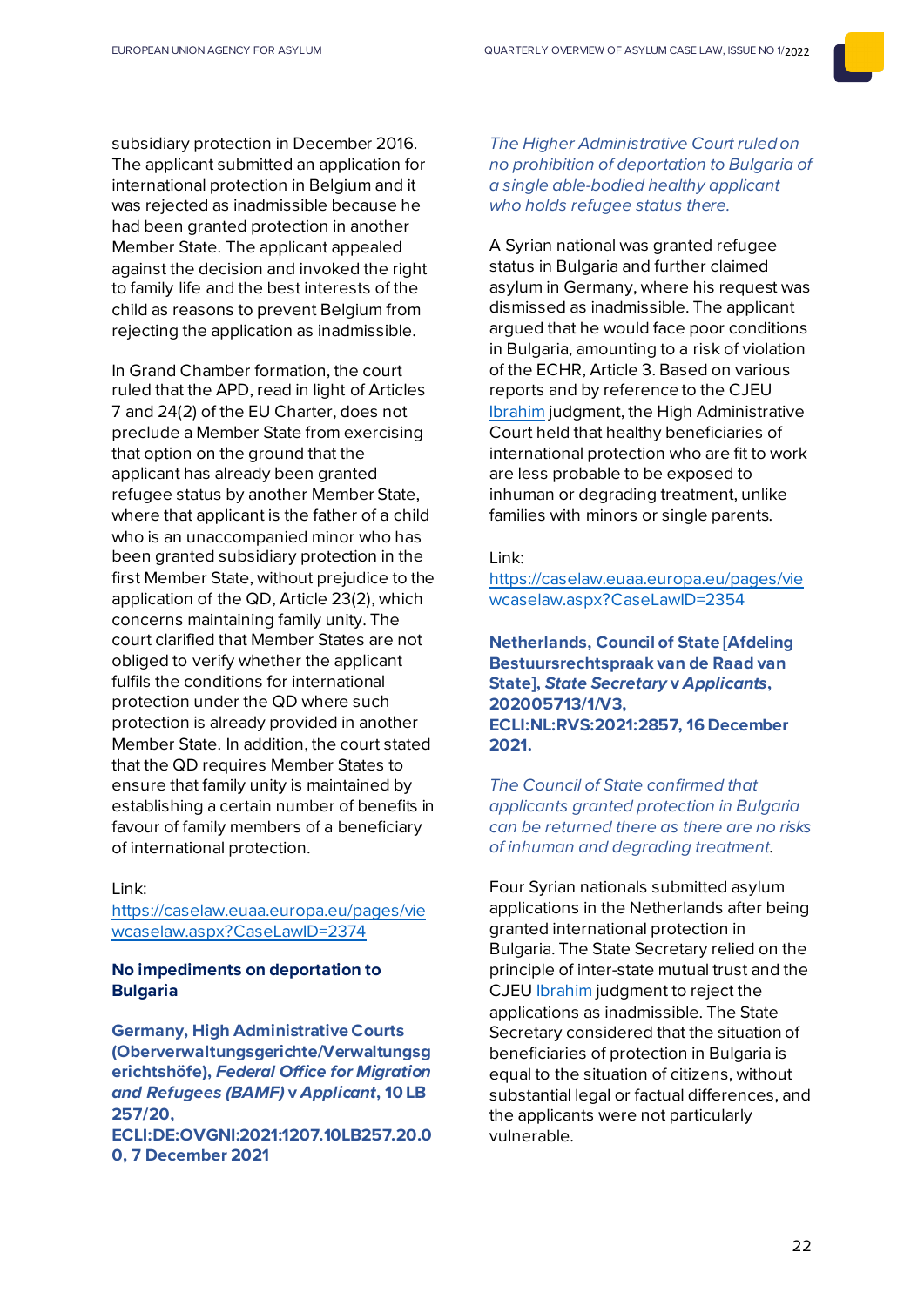subsidiary protection in December 2016. The applicant submitted an application for international protection in Belgium and it was rejected as inadmissible because he had been granted protection in another Member State. The applicant appealed against the decision and invoked the right to family life and the best interests of the child as reasons to prevent Belgium from rejecting the application as inadmissible.

In Grand Chamber formation, the court ruled that the APD, read in light of Articles 7 and 24(2) of the EU Charter, does not preclude a Member State from exercising that option on the ground that the applicant has already been granted refugee status by another Member State, where that applicant is the father of a child who is an unaccompanied minor who has been granted subsidiary protection in the first Member State, without prejudice to the application of the QD, Article 23(2), which concerns maintaining family unity. The court clarified that Member States are not obliged to verify whether the applicant fulfils the conditions for international protection under the QD where such protection is already provided in another Member State. In addition, the court stated that the QD requires Member States to ensure that family unity is maintained by establishing a certain number of benefits in favour of family members of a beneficiary of international protection.

Link:
[https://caselaw.euaa.europa.eu/pages/viewcaselaw.aspx?CaseLawID=2374](https://caselaw.euaa.europa.eu/pages/viewcaselaw.aspx?CaseLawID=2374)

### No impediments on deportation to Bulgaria

**Germany, High Administrative Courts (Oberverwaltungsgerichte/Verwaltungsgerichtshöfe), *Federal Office for Migration and Refugees (BAMF)* v *Applicant*, 10 LB 257/20, ECLI:DE:OVGNI:2021:1207.10LB257.20.00, 7 December 2021**

*The Higher Administrative Court ruled on no prohibition of deportation to Bulgaria of a single able-bodied healthy applicant who holds refugee status there.*

A Syrian national was granted refugee status in Bulgaria and further claimed asylum in Germany, where his request was dismissed as inadmissible. The applicant argued that he would face poor conditions in Bulgaria, amounting to a risk of violation of the ECHR, Article 3. Based on various reports and by reference to the CJEU Ibrahim judgment, the High Administrative Court held that healthy beneficiaries of international protection who are fit to work are less probable to be exposed to inhuman or degrading treatment, unlike families with minors or single parents.

Link:
[https://caselaw.euaa.europa.eu/pages/viewcaselaw.aspx?CaseLawID=2354](https://caselaw.euaa.europa.eu/pages/viewcaselaw.aspx?CaseLawID=2354)

**Netherlands, Council of State [Afdeling Bestuursrechtspraak van de Raad van State], *State Secretary* v *Applicants*, 202005713/1/V3, ECLI:NL:RVS:2021:2857, 16 December 2021.**

*The Council of State confirmed that applicants granted protection in Bulgaria can be returned there as there are no risks of inhuman and degrading treatment.*

Four Syrian nationals submitted asylum applications in the Netherlands after being granted international protection in Bulgaria. The State Secretary relied on the principle of inter-state mutual trust and the CJEU Ibrahim judgment to reject the applications as inadmissible. The State Secretary considered that the situation of beneficiaries of protection in Bulgaria is equal to the situation of citizens, without substantial legal or factual differences, and the applicants were not particularly vulnerable.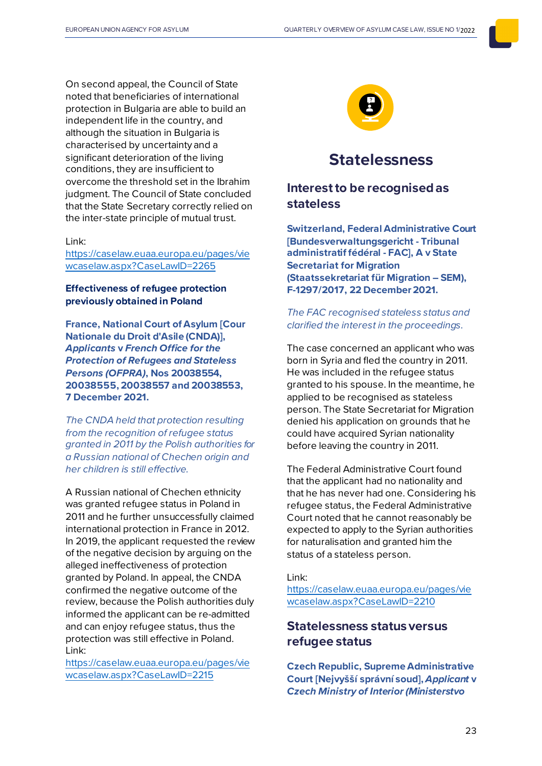On second appeal, the Council of State noted that beneficiaries of international protection in Bulgaria are able to build an independent life in the country, and although the situation in Bulgaria is characterised by uncertainty and a significant deterioration of the living conditions, they are insufficient to overcome the threshold set in the Ibrahim judgment. The Council of State concluded that the State Secretary correctly relied on the inter-state principle of mutual trust.

Link:
https://caselaw.euaa.europa.eu/pages/viewcaselaw.aspx?CaseLawID=2265

### Effectiveness of refugee protection previously obtained in Poland

**France, National Court of Asylum [Cour Nationale du Droit d'Asile (CNDA)], *Applicants* v *French Office for the Protection of Refugees and Stateless Persons (OFPRA)*, Nos 20038554, 20038555, 20038557 and 20038553, 7 December 2021.**

*The CNDA held that protection resulting from the recognition of refugee status granted in 2011 by the Polish authorities for a Russian national of Chechen origin and her children is still effective.*

A Russian national of Chechen ethnicity was granted refugee status in Poland in 2011 and he further unsuccessfully claimed international protection in France in 2012. In 2019, the applicant requested the review of the negative decision by arguing on the alleged ineffectiveness of protection granted by Poland. In appeal, the CNDA confirmed the negative outcome of the review, because the Polish authorities duly informed the applicant can be re-admitted and can enjoy refugee status, thus the protection was still effective in Poland.
Link:
https://caselaw.euaa.europa.eu/pages/viewcaselaw.aspx?CaseLawID=2215

# Statelessness

## Interest to be recognised as stateless

**Switzerland, Federal Administrative Court [Bundesverwaltungsgericht - Tribunal administratif fédéral - FAC], A v State Secretariat for Migration (Staatssekretariat für Migration – SEM), F-1297/2017, 22 December 2021.**

*The FAC recognised stateless status and clarified the interest in the proceedings.*

The case concerned an applicant who was born in Syria and fled the country in 2011. He was included in the refugee status granted to his spouse. In the meantime, he applied to be recognised as stateless person. The State Secretariat for Migration denied his application on grounds that he could have acquired Syrian nationality before leaving the country in 2011.

The Federal Administrative Court found that the applicant had no nationality and that he has never had one. Considering his refugee status, the Federal Administrative Court noted that he cannot reasonably be expected to apply to the Syrian authorities for naturalisation and granted him the status of a stateless person.

Link:
https://caselaw.euaa.europa.eu/pages/viewcaselaw.aspx?CaseLawID=2210

## Statelessness status versus refugee status

**Czech Republic, Supreme Administrative Court [Nejvyšší správní soud], *Applicant* v *Czech Ministry of Interior (Ministerstvo***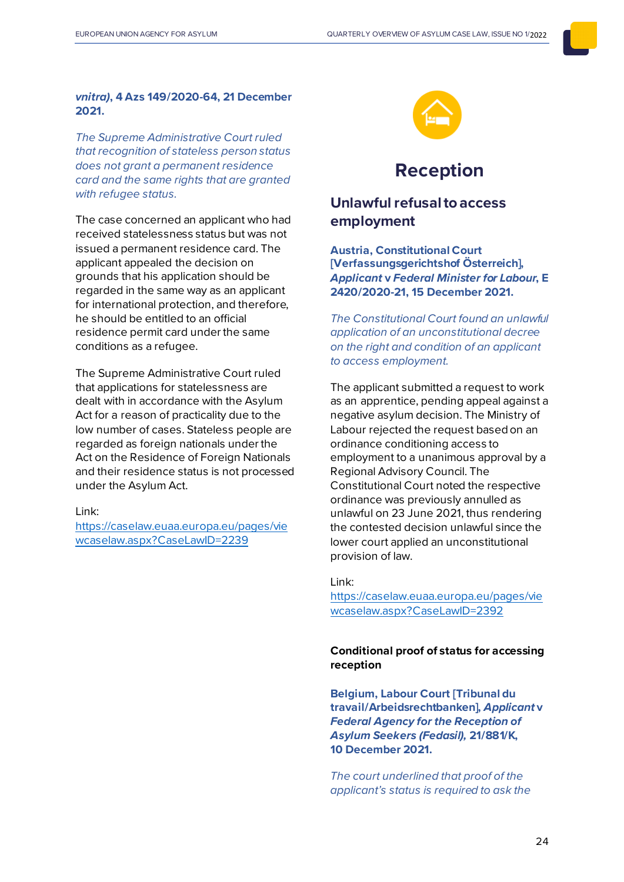***vnitra)*, 4 Azs 149/2020-64, 21 December 2021.**

*The Supreme Administrative Court ruled that recognition of stateless person status does not grant a permanent residence card and the same rights that are granted with refugee status.*

The case concerned an applicant who had received statelessness status but was not issued a permanent residence card. The applicant appealed the decision on grounds that his application should be regarded in the same way as an applicant for international protection, and therefore, he should be entitled to an official residence permit card under the same conditions as a refugee.

The Supreme Administrative Court ruled that applications for statelessness are dealt with in accordance with the Asylum Act for a reason of practicality due to the low number of cases. Stateless people are regarded as foreign nationals under the Act on the Residence of Foreign Nationals and their residence status is not processed under the Asylum Act.

Link:
https://caselaw.euaa.europa.eu/pages/viewcaselaw.aspx?CaseLawID=2239

# Reception

## Unlawful refusal to access employment

**Austria, Constitutional Court [Verfassungsgerichtshof Österreich], *Applicant* v *Federal Minister for Labour*, E 2420/2020-21, 15 December 2021.**

*The Constitutional Court found an unlawful application of an unconstitutional decree on the right and condition of an applicant to access employment.*

The applicant submitted a request to work as an apprentice, pending appeal against a negative asylum decision. The Ministry of Labour rejected the request based on an ordinance conditioning access to employment to a unanimous approval by a Regional Advisory Council. The Constitutional Court noted the respective ordinance was previously annulled as unlawful on 23 June 2021, thus rendering the contested decision unlawful since the lower court applied an unconstitutional provision of law.

Link:
https://caselaw.euaa.europa.eu/pages/viewcaselaw.aspx?CaseLawID=2392

### Conditional proof of status for accessing reception

**Belgium, Labour Court [Tribunal du travail/Arbeidsrechtbanken], *Applicant* v *Federal Agency for the Reception of Asylum Seekers (Fedasil)*, 21/881/K, 10 December 2021.**

*The court underlined that proof of the applicant's status is required to ask the*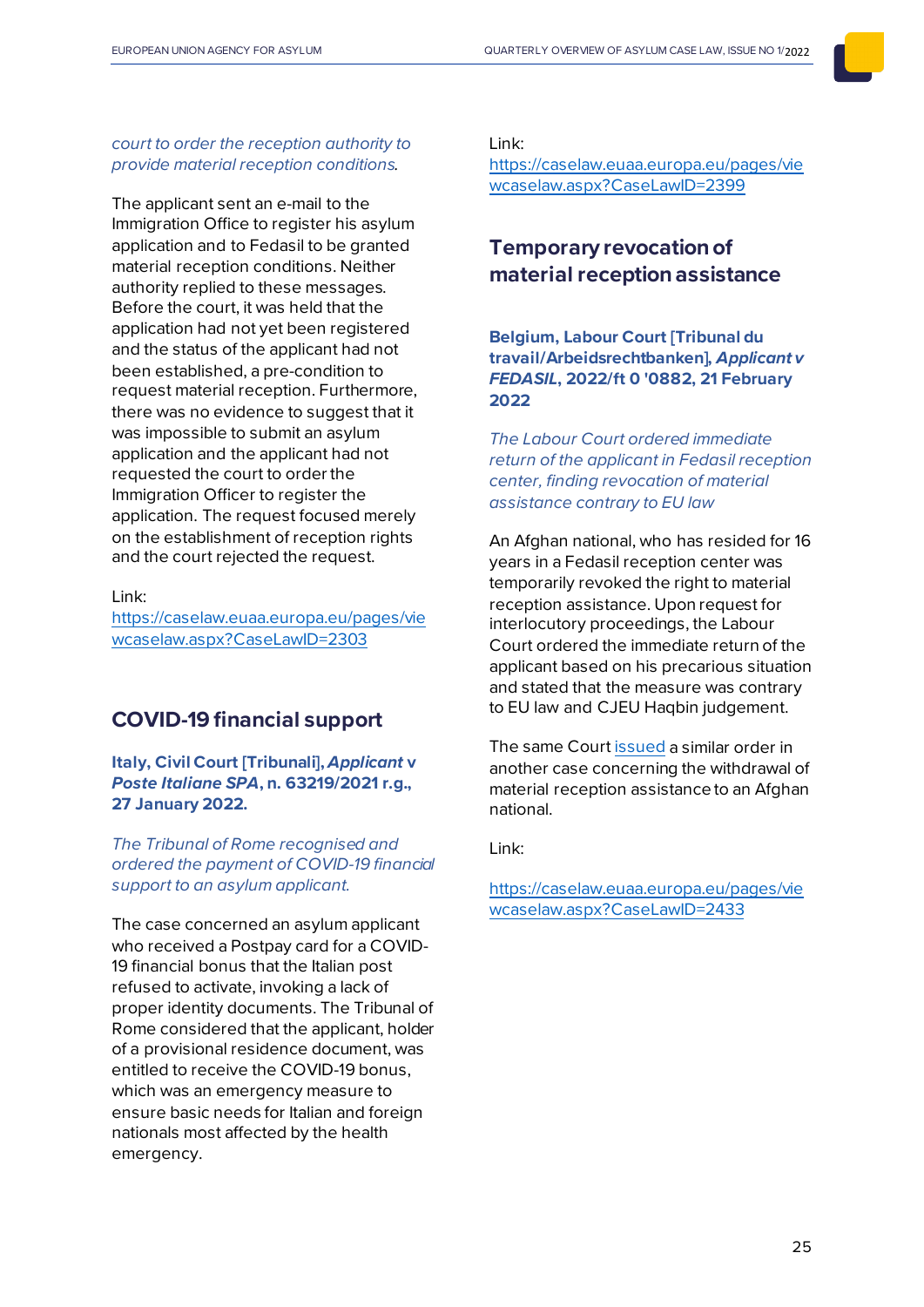*court to order the reception authority to provide material reception conditions.*

The applicant sent an e-mail to the Immigration Office to register his asylum application and to Fedasil to be granted material reception conditions. Neither authority replied to these messages. Before the court, it was held that the application had not yet been registered and the status of the applicant had not been established, a pre-condition to request material reception. Furthermore, there was no evidence to suggest that it was impossible to submit an asylum application and the applicant had not requested the court to order the Immigration Officer to register the application. The request focused merely on the establishment of reception rights and the court rejected the request.

Link:
https://caselaw.euaa.europa.eu/pages/viewcaselaw.aspx?CaseLawID=2303

## COVID-19 financial support

**Italy, Civil Court [Tribunali], *Applicant* v *Poste Italiane SPA*, n. 63219/2021 r.g., 27 January 2022.**

*The Tribunal of Rome recognised and ordered the payment of COVID-19 financial support to an asylum applicant.*

The case concerned an asylum applicant who received a Postpay card for a COVID-19 financial bonus that the Italian post refused to activate, invoking a lack of proper identity documents. The Tribunal of Rome considered that the applicant, holder of a provisional residence document, was entitled to receive the COVID-19 bonus, which was an emergency measure to ensure basic needs for Italian and foreign nationals most affected by the health emergency.

Link:
https://caselaw.euaa.europa.eu/pages/viewcaselaw.aspx?CaseLawID=2399

## Temporary revocation of material reception assistance

**Belgium, Labour Court [Tribunal du travail/Arbeidsrechtbanken], *Applicant v FEDASIL*, 2022/ft 0 '0882, 21 February 2022**

*The Labour Court ordered immediate return of the applicant in Fedasil reception center, finding revocation of material assistance contrary to EU law*

An Afghan national, who has resided for 16 years in a Fedasil reception center was temporarily revoked the right to material reception assistance. Upon request for interlocutory proceedings, the Labour Court ordered the immediate return of the applicant based on his precarious situation and stated that the measure was contrary to EU law and CJEU Haqbin judgement.

The same Court issued a similar order in another case concerning the withdrawal of material reception assistance to an Afghan national.

Link:

https://caselaw.euaa.europa.eu/pages/viewcaselaw.aspx?CaseLawID=2433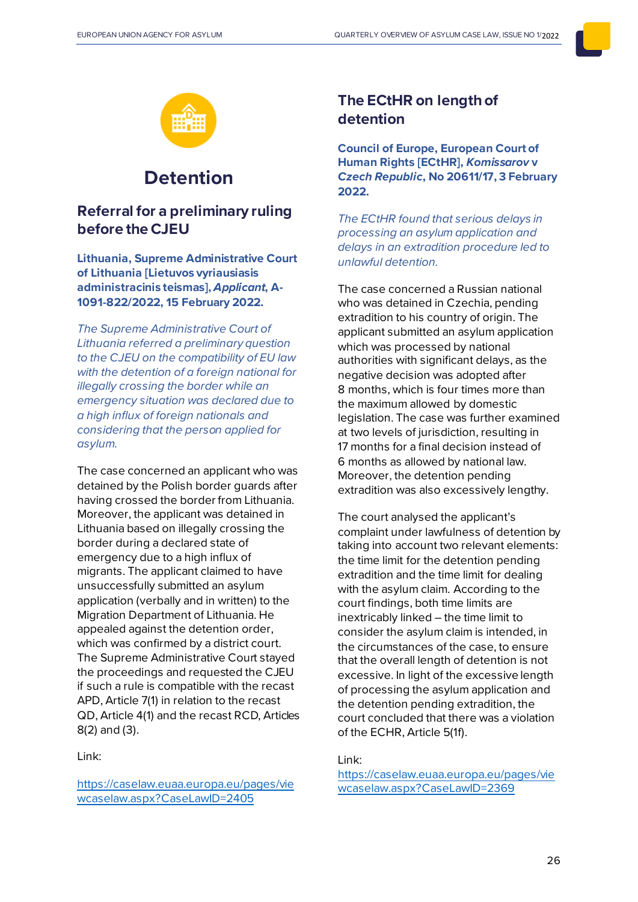# Detention

## Referral for a preliminary ruling before the CJEU

**Lithuania, Supreme Administrative Court of Lithuania [Lietuvos vyriausiasis administracinis teismas], *Applicant*, A-1091-822/2022, 15 February 2022.**

*The Supreme Administrative Court of Lithuania referred a preliminary question to the CJEU on the compatibility of EU law with the detention of a foreign national for illegally crossing the border while an emergency situation was declared due to a high influx of foreign nationals and considering that the person applied for asylum.*

The case concerned an applicant who was detained by the Polish border guards after having crossed the border from Lithuania. Moreover, the applicant was detained in Lithuania based on illegally crossing the border during a declared state of emergency due to a high influx of migrants. The applicant claimed to have unsuccessfully submitted an asylum application (verbally and in written) to the Migration Department of Lithuania. He appealed against the detention order, which was confirmed by a district court. The Supreme Administrative Court stayed the proceedings and requested the CJEU if such a rule is compatible with the recast APD, Article 7(1) in relation to the recast QD, Article 4(1) and the recast RCD, Articles 8(2) and (3).

Link:

https://caselaw.euaa.europa.eu/pages/viewcaselaw.aspx?CaseLawID=2405

## The ECtHR on length of detention

**Council of Europe, European Court of Human Rights [ECtHR], *Komissarov* v *Czech Republic*, No 20611/17, 3 February 2022.**

*The ECtHR found that serious delays in processing an asylum application and delays in an extradition procedure led to unlawful detention.*

The case concerned a Russian national who was detained in Czechia, pending extradition to his country of origin. The applicant submitted an asylum application which was processed by national authorities with significant delays, as the negative decision was adopted after 8 months, which is four times more than the maximum allowed by domestic legislation. The case was further examined at two levels of jurisdiction, resulting in 17 months for a final decision instead of 6 months as allowed by national law. Moreover, the detention pending extradition was also excessively lengthy.

The court analysed the applicant's complaint under lawfulness of detention by taking into account two relevant elements: the time limit for the detention pending extradition and the time limit for dealing with the asylum claim. According to the court findings, both time limits are inextricably linked – the time limit to consider the asylum claim is intended, in the circumstances of the case, to ensure that the overall length of detention is not excessive. In light of the excessive length of processing the asylum application and the detention pending extradition, the court concluded that there was a violation of the ECHR, Article 5(1f).

Link:

https://caselaw.euaa.europa.eu/pages/viewcaselaw.aspx?CaseLawID=2369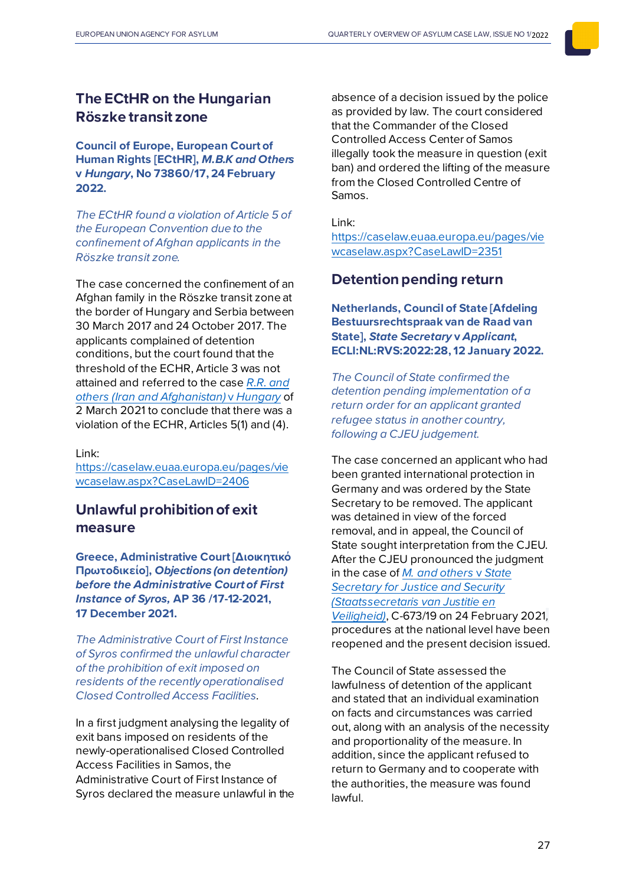## The ECtHR on the Hungarian Röszke transit zone

**Council of Europe, European Court of Human Rights [ECtHR], *M.B.K and Others* v *Hungary*, No 73860/17, 24 February 2022.**

*The ECtHR found a violation of Article 5 of the European Convention due to the confinement of Afghan applicants in the Röszke transit zone.*

The case concerned the confinement of an Afghan family in the Röszke transit zone at the border of Hungary and Serbia between 30 March 2017 and 24 October 2017. The applicants complained of detention conditions, but the court found that the threshold of the ECHR, Article 3 was not attained and referred to the case *R.R. and others (Iran and Afghanistan)* v *Hungary* of 2 March 2021 to conclude that there was a violation of the ECHR, Articles 5(1) and (4).

Link:
https://caselaw.euaa.europa.eu/pages/viewcaselaw.aspx?CaseLawID=2406

## Unlawful prohibition of exit measure

**Greece, Administrative Court [Διοικητικό Πρωτοδικείο], *Objections (on detention) before the Administrative Court of First Instance of Syros*, AP 36 /17-12-2021, 17 December 2021.**

*The Administrative Court of First Instance of Syros confirmed the unlawful character of the prohibition of exit imposed on residents of the recently operationalised Closed Controlled Access Facilities*.

In a first judgment analysing the legality of exit bans imposed on residents of the newly-operationalised Closed Controlled Access Facilities in Samos, the Administrative Court of First Instance of Syros declared the measure unlawful in the absence of a decision issued by the police as provided by law. The court considered that the Commander of the Closed Controlled Access Center of Samos illegally took the measure in question (exit ban) and ordered the lifting of the measure from the Closed Controlled Centre of Samos.

Link:
https://caselaw.euaa.europa.eu/pages/viewcaselaw.aspx?CaseLawID=2351

## Detention pending return

**Netherlands, Council of State [Afdeling Bestuursrechtspraak van de Raad van State], *State Secretary* v *Applicant*, ECLI:NL:RVS:2022:28, 12 January 2022.**

*The Council of State confirmed the detention pending implementation of a return order for an applicant granted refugee status in another country, following a CJEU judgement.*

The case concerned an applicant who had been granted international protection in Germany and was ordered by the State Secretary to be removed. The applicant was detained in view of the forced removal, and in appeal, the Council of State sought interpretation from the CJEU. After the CJEU pronounced the judgment in the case of *M. and others v State Secretary for Justice and Security (Staatssecretaris van Justitie en Veiligheid)*, C-673/19 on 24 February 2021, procedures at the national level have been reopened and the present decision issued.

The Council of State assessed the lawfulness of detention of the applicant and stated that an individual examination on facts and circumstances was carried out, along with an analysis of the necessity and proportionality of the measure. In addition, since the applicant refused to return to Germany and to cooperate with the authorities, the measure was found lawful.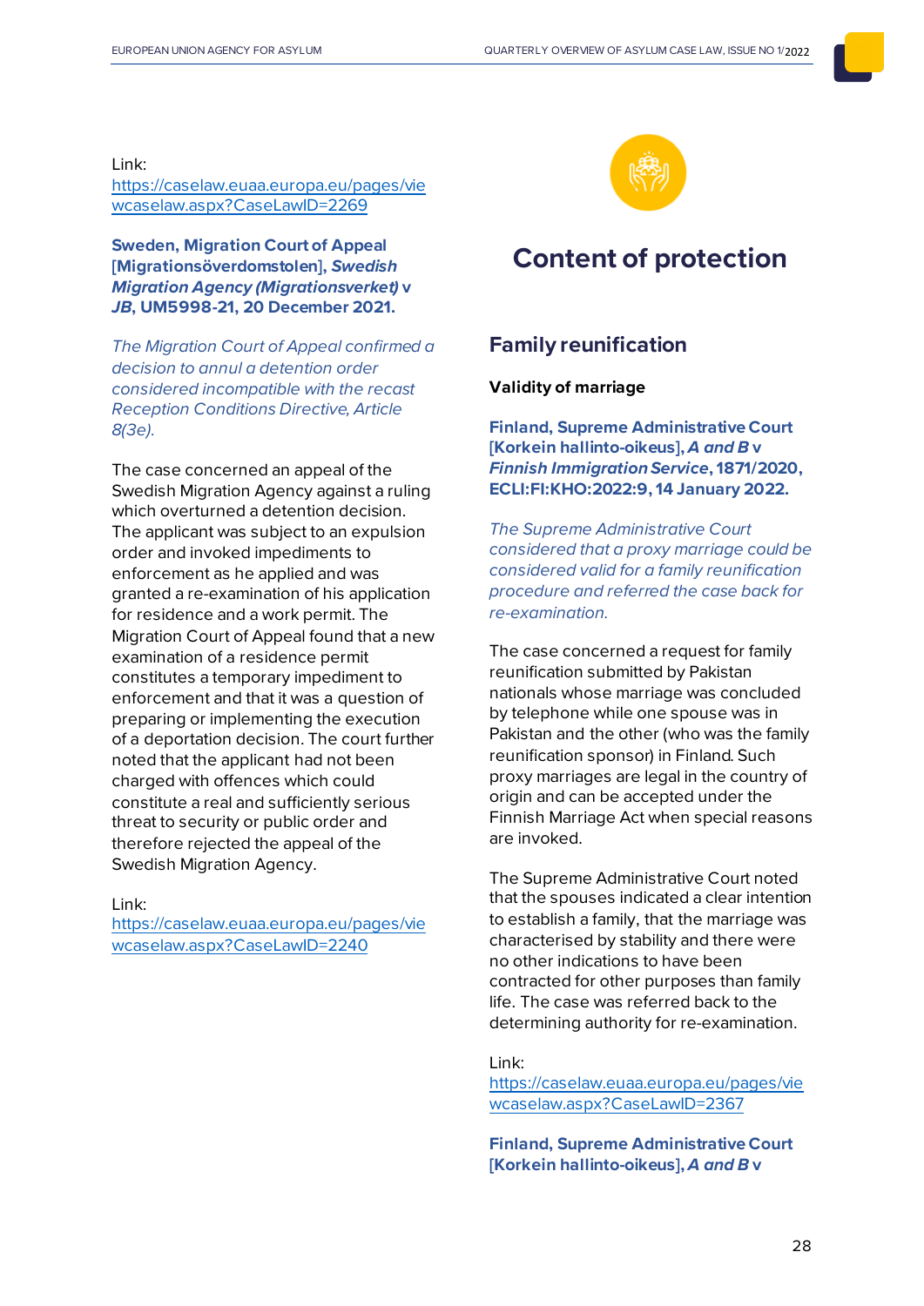Link:
[https://caselaw.euaa.europa.eu/pages/viewcaselaw.aspx?CaseLawID=2269](https://caselaw.euaa.europa.eu/pages/viewcaselaw.aspx?CaseLawID=2269)

**Sweden, Migration Court of Appeal [Migrationsöverdomstolen], *Swedish Migration Agency (Migrationsverket)* v *JB*, UM5998-21, 20 December 2021.**

*The Migration Court of Appeal confirmed a decision to annul a detention order considered incompatible with the recast Reception Conditions Directive, Article 8(3e).*

The case concerned an appeal of the Swedish Migration Agency against a ruling which overturned a detention decision. The applicant was subject to an expulsion order and invoked impediments to enforcement as he applied and was granted a re-examination of his application for residence and a work permit. The Migration Court of Appeal found that a new examination of a residence permit constitutes a temporary impediment to enforcement and that it was a question of preparing or implementing the execution of a deportation decision. The court further noted that the applicant had not been charged with offences which could constitute a real and sufficiently serious threat to security or public order and therefore rejected the appeal of the Swedish Migration Agency.

Link:
[https://caselaw.euaa.europa.eu/pages/viewcaselaw.aspx?CaseLawID=2240](https://caselaw.euaa.europa.eu/pages/viewcaselaw.aspx?CaseLawID=2240)

# Content of protection

## Family reunification

### Validity of marriage

**Finland, Supreme Administrative Court [Korkein hallinto-oikeus], *A and B* v *Finnish Immigration Service*, 1871/2020, ECLI:FI:KHO:2022:9, 14 January 2022.**

*The Supreme Administrative Court considered that a proxy marriage could be considered valid for a family reunification procedure and referred the case back for re-examination.*

The case concerned a request for family reunification submitted by Pakistan nationals whose marriage was concluded by telephone while one spouse was in Pakistan and the other (who was the family reunification sponsor) in Finland. Such proxy marriages are legal in the country of origin and can be accepted under the Finnish Marriage Act when special reasons are invoked.

The Supreme Administrative Court noted that the spouses indicated a clear intention to establish a family, that the marriage was characterised by stability and there were no other indications to have been contracted for other purposes than family life. The case was referred back to the determining authority for re-examination.

Link:
[https://caselaw.euaa.europa.eu/pages/viewcaselaw.aspx?CaseLawID=2367](https://caselaw.euaa.europa.eu/pages/viewcaselaw.aspx?CaseLawID=2367)

**Finland, Supreme Administrative Court [Korkein hallinto-oikeus], *A and B* v**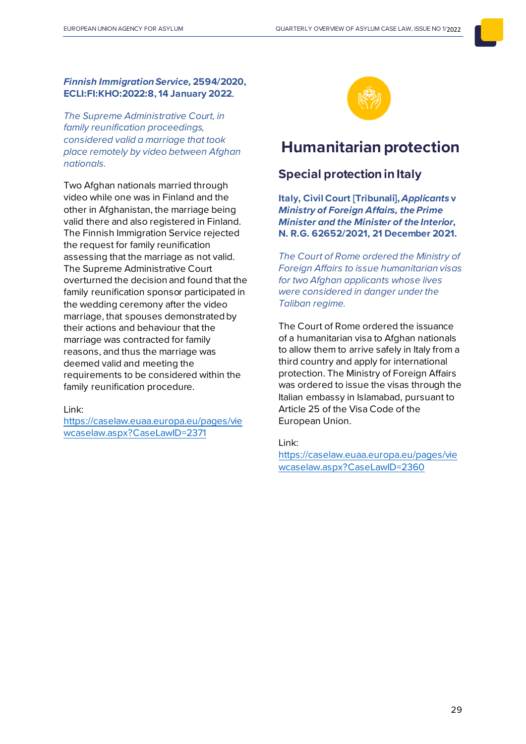***Finnish Immigration Service*, 2594/2020, ECLI:FI:KHO:2022:8, 14 January 2022**.

*The Supreme Administrative Court, in family reunification proceedings, considered valid a marriage that took place remotely by video between Afghan nationals.*

Two Afghan nationals married through video while one was in Finland and the other in Afghanistan, the marriage being valid there and also registered in Finland. The Finnish Immigration Service rejected the request for family reunification assessing that the marriage as not valid. The Supreme Administrative Court overturned the decision and found that the family reunification sponsor participated in the wedding ceremony after the video marriage, that spouses demonstrated by their actions and behaviour that the marriage was contracted for family reasons, and thus the marriage was deemed valid and meeting the requirements to be considered within the family reunification procedure.

Link:
https://caselaw.euaa.europa.eu/pages/viewcaselaw.aspx?CaseLawID=2371

# Humanitarian protection

## Special protection in Italy

**Italy, Civil Court [Tribunali], *Applicants* v *Ministry of Foreign Affairs, the Prime Minister and the Minister of the Interior*, N. R.G. 62652/2021, 21 December 2021.**

*The Court of Rome ordered the Ministry of Foreign Affairs to issue humanitarian visas for two Afghan applicants whose lives were considered in danger under the Taliban regime.*

The Court of Rome ordered the issuance of a humanitarian visa to Afghan nationals to allow them to arrive safely in Italy from a third country and apply for international protection. The Ministry of Foreign Affairs was ordered to issue the visas through the Italian embassy in Islamabad, pursuant to Article 25 of the Visa Code of the European Union.

Link:
https://caselaw.euaa.europa.eu/pages/viewcaselaw.aspx?CaseLawID=2360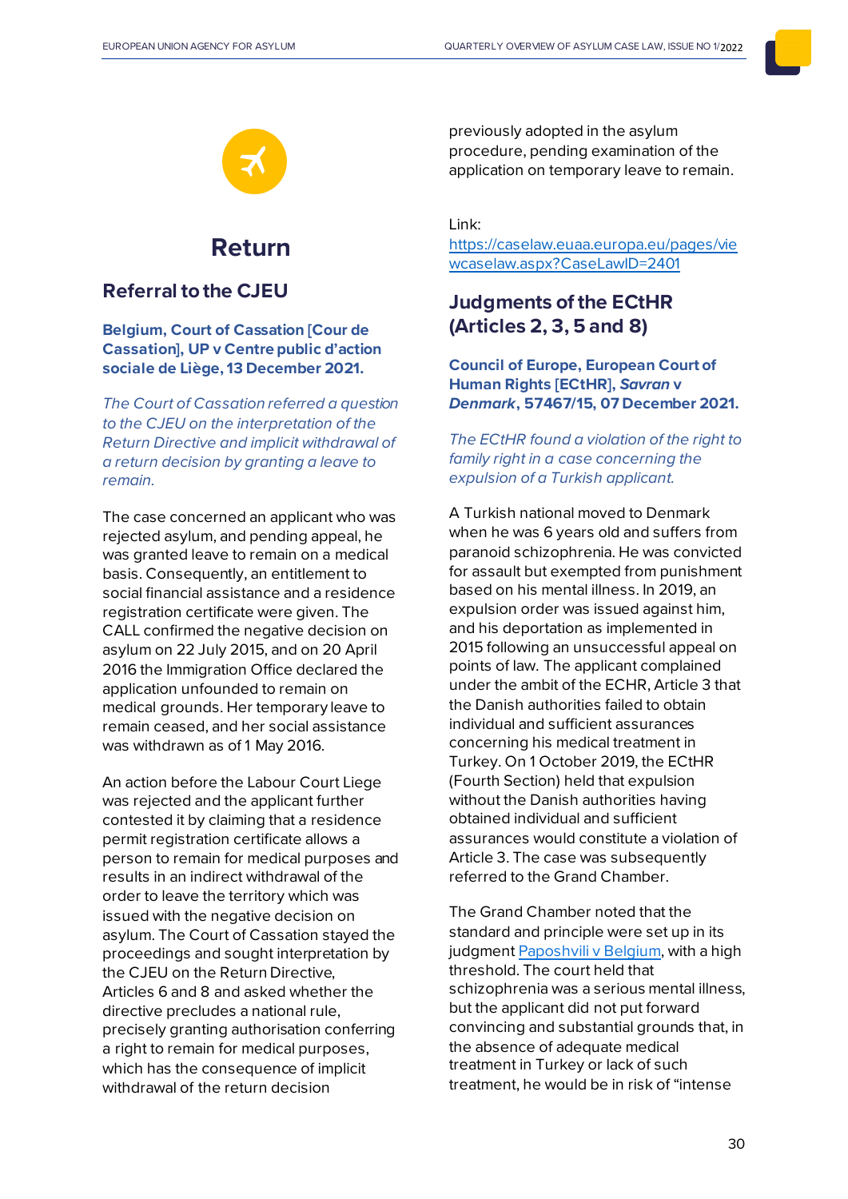# Return

## Referral to the CJEU

**Belgium, Court of Cassation [Cour de Cassation], UP v Centre public d'action sociale de Liège, 13 December 2021.**

*The Court of Cassation referred a question to the CJEU on the interpretation of the Return Directive and implicit withdrawal of a return decision by granting a leave to remain.*

The case concerned an applicant who was rejected asylum, and pending appeal, he was granted leave to remain on a medical basis. Consequently, an entitlement to social financial assistance and a residence registration certificate were given. The CALL confirmed the negative decision on asylum on 22 July 2015, and on 20 April 2016 the Immigration Office declared the application unfounded to remain on medical grounds. Her temporary leave to remain ceased, and her social assistance was withdrawn as of 1 May 2016.

An action before the Labour Court Liege was rejected and the applicant further contested it by claiming that a residence permit registration certificate allows a person to remain for medical purposes and results in an indirect withdrawal of the order to leave the territory which was issued with the negative decision on asylum. The Court of Cassation stayed the proceedings and sought interpretation by the CJEU on the Return Directive, Articles 6 and 8 and asked whether the directive precludes a national rule, precisely granting authorisation conferring a right to remain for medical purposes, which has the consequence of implicit withdrawal of the return decision previously adopted in the asylum procedure, pending examination of the application on temporary leave to remain.

Link:
[https://caselaw.euaa.europa.eu/pages/viewcaselaw.aspx?CaseLawID=2401](https://caselaw.euaa.europa.eu/pages/viewcaselaw.aspx?CaseLawID=2401)

## Judgments of the ECtHR (Articles 2, 3, 5 and 8)

**Council of Europe, European Court of Human Rights [ECtHR], *Savran* v *Denmark*, 57467/15, 07 December 2021.**

*The ECtHR found a violation of the right to family right in a case concerning the expulsion of a Turkish applicant.*

A Turkish national moved to Denmark when he was 6 years old and suffers from paranoid schizophrenia. He was convicted for assault but exempted from punishment based on his mental illness. In 2019, an expulsion order was issued against him, and his deportation as implemented in 2015 following an unsuccessful appeal on points of law. The applicant complained under the ambit of the ECHR, Article 3 that the Danish authorities failed to obtain individual and sufficient assurances concerning his medical treatment in Turkey. On 1 October 2019, the ECtHR (Fourth Section) held that expulsion without the Danish authorities having obtained individual and sufficient assurances would constitute a violation of Article 3. The case was subsequently referred to the Grand Chamber.

The Grand Chamber noted that the standard and principle were set up in its judgment [Paposhvili v Belgium](), with a high threshold. The court held that schizophrenia was a serious mental illness, but the applicant did not put forward convincing and substantial grounds that, in the absence of adequate medical treatment in Turkey or lack of such treatment, he would be in risk of "intense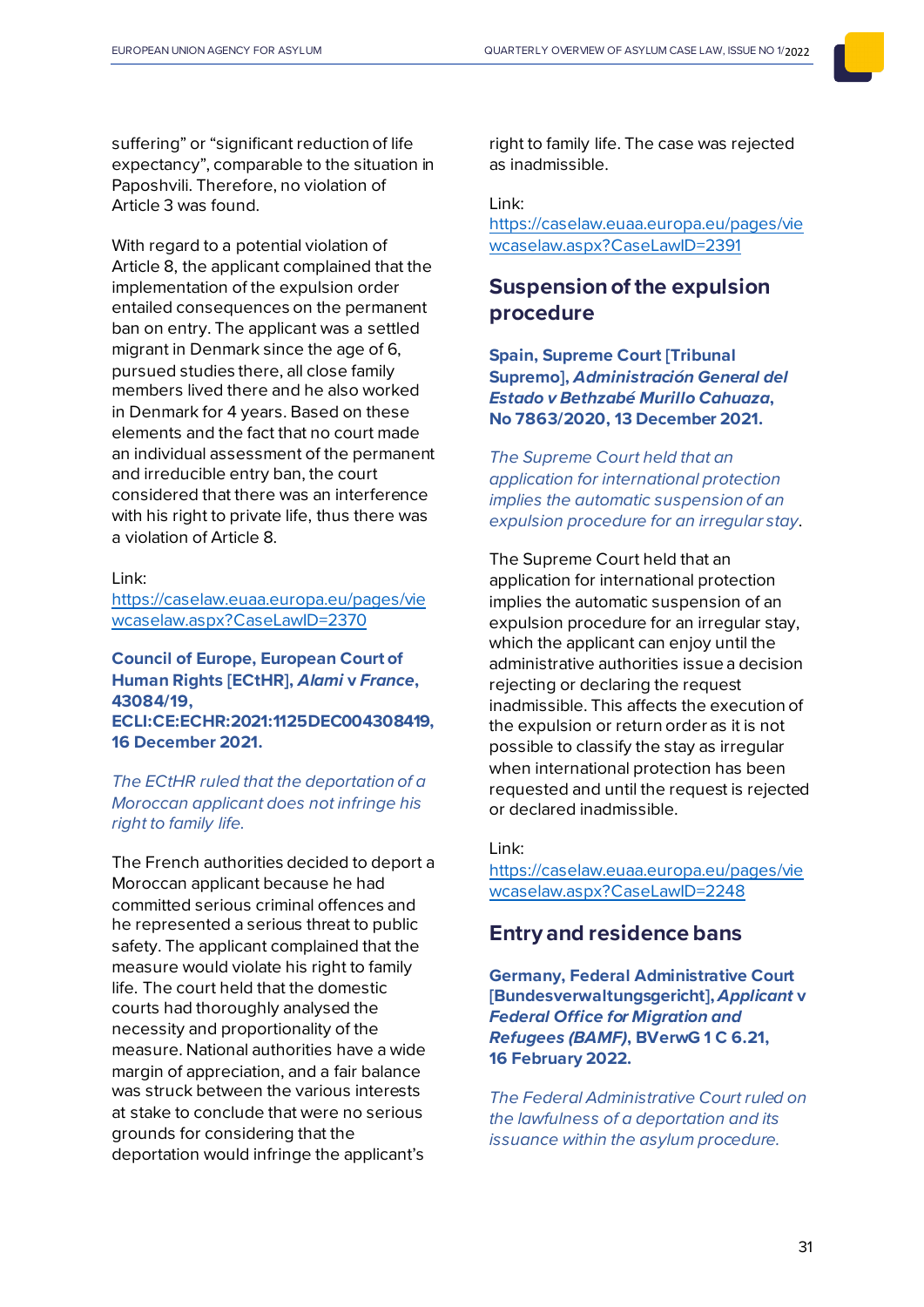suffering" or "significant reduction of life expectancy", comparable to the situation in Paposhvili. Therefore, no violation of Article 3 was found.

With regard to a potential violation of Article 8, the applicant complained that the implementation of the expulsion order entailed consequences on the permanent ban on entry. The applicant was a settled migrant in Denmark since the age of 6, pursued studies there, all close family members lived there and he also worked in Denmark for 4 years. Based on these elements and the fact that no court made an individual assessment of the permanent and irreducible entry ban, the court considered that there was an interference with his right to private life, thus there was a violation of Article 8.

Link:
https://caselaw.euaa.europa.eu/pages/viewcaselaw.aspx?CaseLawID=2370

**Council of Europe, European Court of Human Rights [ECtHR], *Alami* v *France*, 43084/19, ECLI:CE:ECHR:2021:1125DEC004308419, 16 December 2021.**

*The ECtHR ruled that the deportation of a Moroccan applicant does not infringe his right to family life.*

The French authorities decided to deport a Moroccan applicant because he had committed serious criminal offences and he represented a serious threat to public safety. The applicant complained that the measure would violate his right to family life. The court held that the domestic courts had thoroughly analysed the necessity and proportionality of the measure. National authorities have a wide margin of appreciation, and a fair balance was struck between the various interests at stake to conclude that were no serious grounds for considering that the deportation would infringe the applicant's right to family life. The case was rejected as inadmissible.

Link:
https://caselaw.euaa.europa.eu/pages/viewcaselaw.aspx?CaseLawID=2391

## Suspension of the expulsion procedure

**Spain, Supreme Court [Tribunal Supremo], *Administración General del Estado v Bethzabé Murillo Cahuaza*, No 7863/2020, 13 December 2021.**

*The Supreme Court held that an application for international protection implies the automatic suspension of an expulsion procedure for an irregular stay.*

The Supreme Court held that an application for international protection implies the automatic suspension of an expulsion procedure for an irregular stay, which the applicant can enjoy until the administrative authorities issue a decision rejecting or declaring the request inadmissible. This affects the execution of the expulsion or return order as it is not possible to classify the stay as irregular when international protection has been requested and until the request is rejected or declared inadmissible.

Link:
https://caselaw.euaa.europa.eu/pages/viewcaselaw.aspx?CaseLawID=2248

## Entry and residence bans

**Germany, Federal Administrative Court [Bundesverwaltungsgericht], *Applicant* v *Federal Office for Migration and Refugees (BAMF)*, BVerwG 1 C 6.21, 16 February 2022.**

*The Federal Administrative Court ruled on the lawfulness of a deportation and its issuance within the asylum procedure.*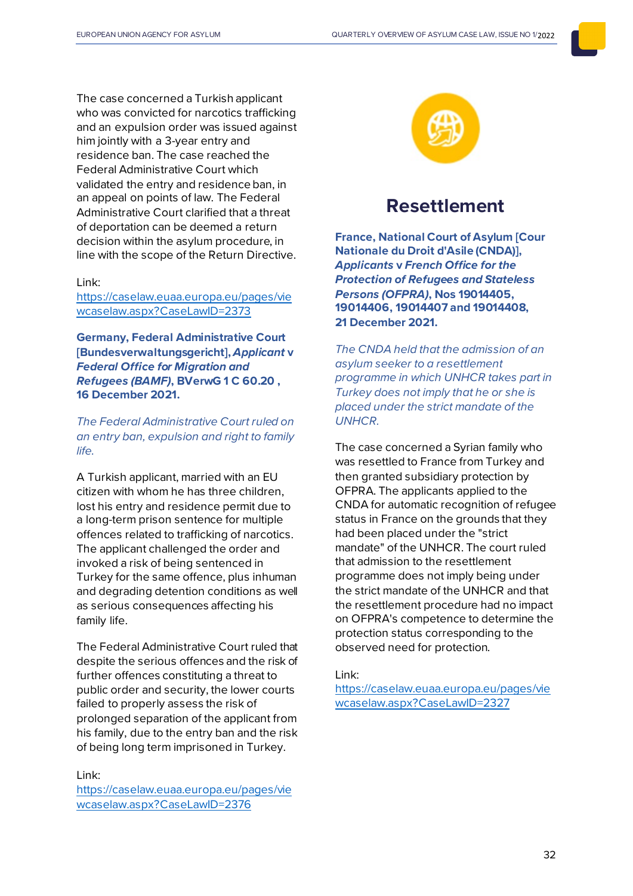The case concerned a Turkish applicant who was convicted for narcotics trafficking and an expulsion order was issued against him jointly with a 3-year entry and residence ban. The case reached the Federal Administrative Court which validated the entry and residence ban, in an appeal on points of law. The Federal Administrative Court clarified that a threat of deportation can be deemed a return decision within the asylum procedure, in line with the scope of the Return Directive.

Link:
https://caselaw.euaa.europa.eu/pages/viewcaselaw.aspx?CaseLawID=2373

**Germany, Federal Administrative Court [Bundesverwaltungsgericht], *Applicant* v *Federal Office for Migration and Refugees (BAMF)*, BVerwG 1 C 60.20 , 16 December 2021.**

*The Federal Administrative Court ruled on an entry ban, expulsion and right to family life.*

A Turkish applicant, married with an EU citizen with whom he has three children, lost his entry and residence permit due to a long-term prison sentence for multiple offences related to trafficking of narcotics. The applicant challenged the order and invoked a risk of being sentenced in Turkey for the same offence, plus inhuman and degrading detention conditions as well as serious consequences affecting his family life.

The Federal Administrative Court ruled that despite the serious offences and the risk of further offences constituting a threat to public order and security, the lower courts failed to properly assess the risk of prolonged separation of the applicant from his family, due to the entry ban and the risk of being long term imprisoned in Turkey.

Link:
https://caselaw.euaa.europa.eu/pages/viewcaselaw.aspx?CaseLawID=2376

## Resettlement

**France, National Court of Asylum [Cour Nationale du Droit d'Asile (CNDA)], *Applicants* v *French Office for the Protection of Refugees and Stateless Persons (OFPRA)*, Nos 19014405, 19014406, 19014407 and 19014408, 21 December 2021.**

*The CNDA held that the admission of an asylum seeker to a resettlement programme in which UNHCR takes part in Turkey does not imply that he or she is placed under the strict mandate of the UNHCR.*

The case concerned a Syrian family who was resettled to France from Turkey and then granted subsidiary protection by OFPRA. The applicants applied to the CNDA for automatic recognition of refugee status in France on the grounds that they had been placed under the "strict mandate" of the UNHCR. The court ruled that admission to the resettlement programme does not imply being under the strict mandate of the UNHCR and that the resettlement procedure had no impact on OFPRA's competence to determine the protection status corresponding to the observed need for protection.

Link:
https://caselaw.euaa.europa.eu/pages/viewcaselaw.aspx?CaseLawID=2327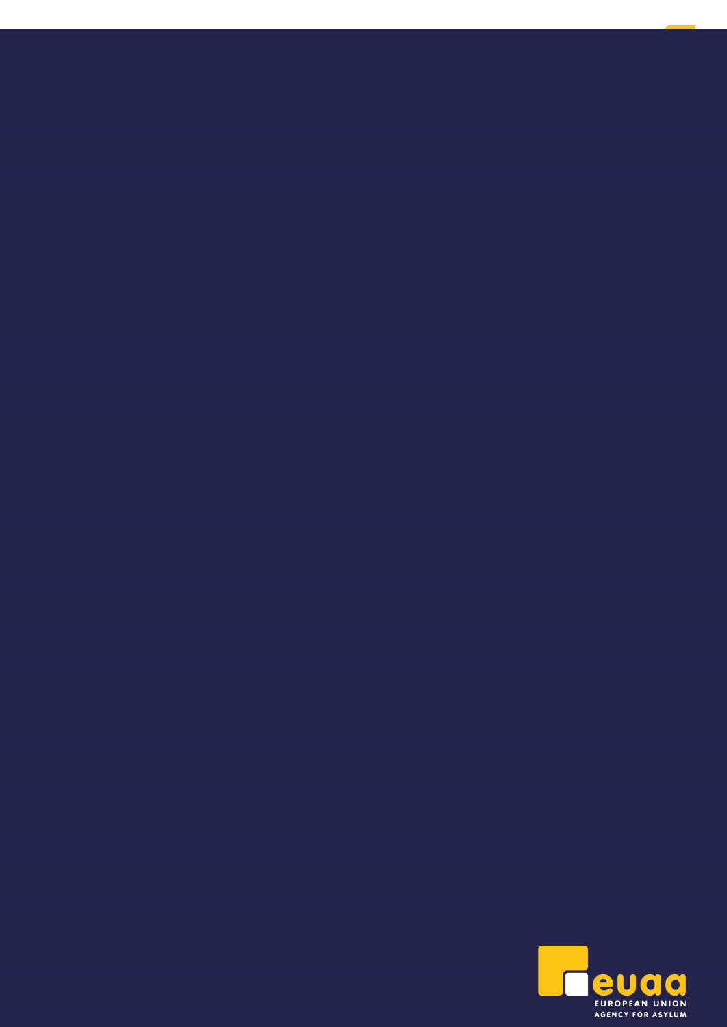EUROPEAN UNION AGENCY FOR ASYLUM